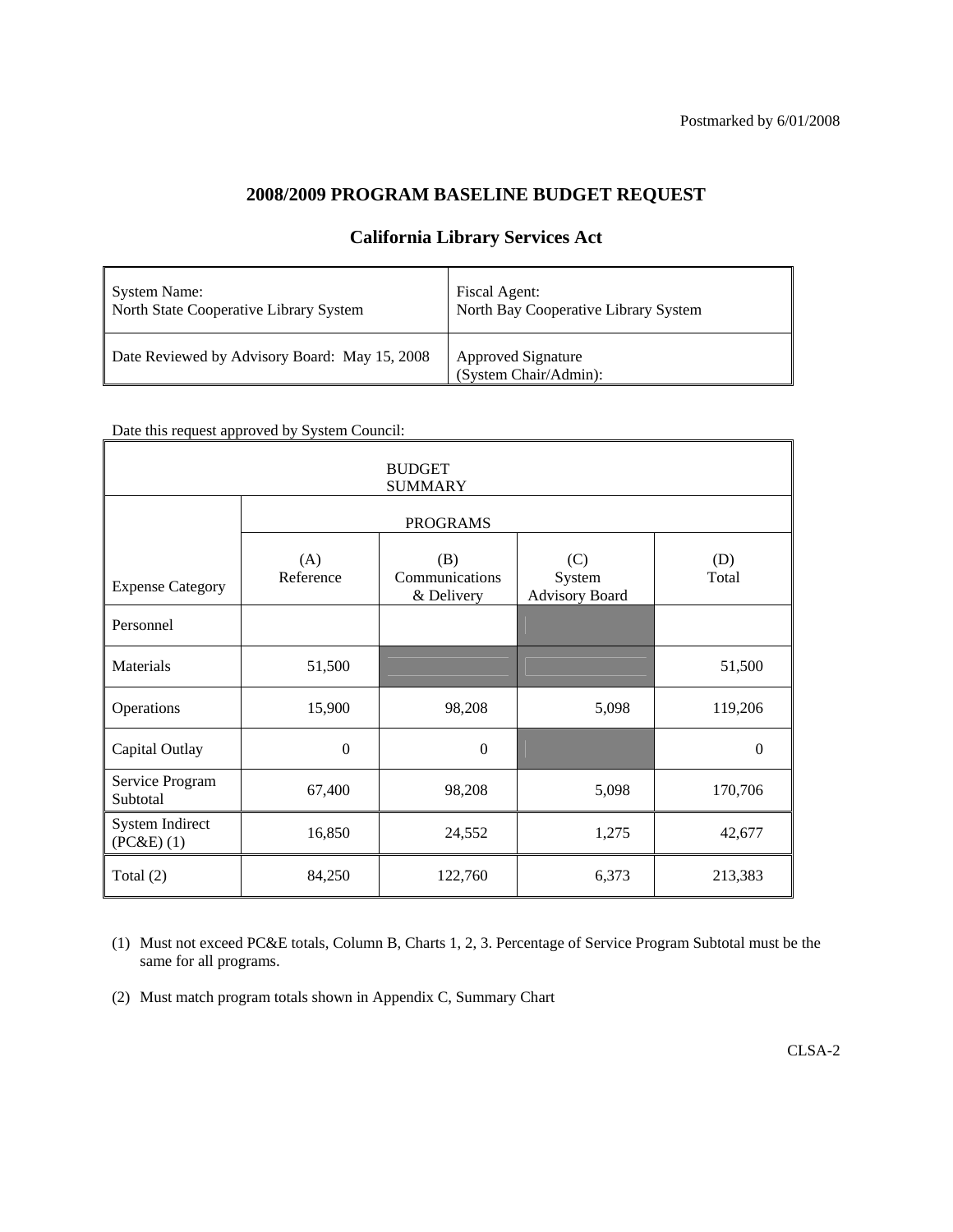Postmarked by 6/01/2008

# 2008/2009 PROGRAM BASELINE BUDGET REQUEST

## California Library Services Act

| System Name:<br>North State Cooperative Library System | Fiscal Agent:<br>North Bay Cooperative Library System |
|---|---|
| Date Reviewed by Advisory Board: May 15, 2008 | Approved Signature<br>(System Chair/Admin): |

Date this request approved by System Council:

| BUDGET SUMMARY | | | | |
|---|---|---|---|---|
| | PROGRAMS | | | |
| Expense Category | (A)<br>Reference | (B)<br>Communications & Delivery | (C)<br>System Advisory Board | (D)<br>Total |
| Personnel | | | | |
| Materials | 51,500 | | | 51,500 |
| Operations | 15,900 | 98,208 | 5,098 | 119,206 |
| Capital Outlay | 0 | 0 | | 0 |
| Service Program Subtotal | 67,400 | 98,208 | 5,098 | 170,706 |
| System Indirect (PC&E) (1) | 16,850 | 24,552 | 1,275 | 42,677 |
| Total (2) | 84,250 | 122,760 | 6,373 | 213,383 |

(1) Must not exceed PC&E totals, Column B, Charts 1, 2, 3. Percentage of Service Program Subtotal must be the same for all programs.

(2) Must match program totals shown in Appendix C, Summary Chart

CLSA-2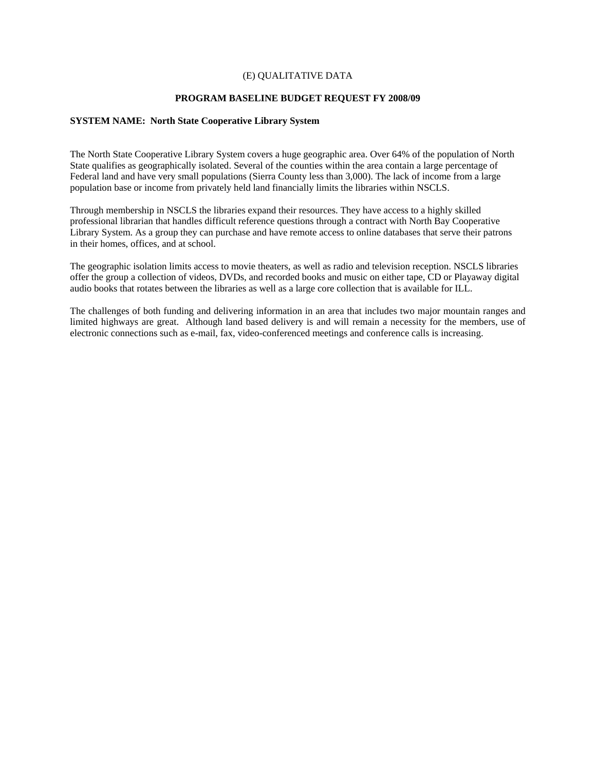(E) QUALITATIVE DATA

**PROGRAM BASELINE BUDGET REQUEST FY 2008/09**

**SYSTEM NAME: North State Cooperative Library System**

The North State Cooperative Library System covers a huge geographic area. Over 64% of the population of North State qualifies as geographically isolated. Several of the counties within the area contain a large percentage of Federal land and have very small populations (Sierra County less than 3,000). The lack of income from a large population base or income from privately held land financially limits the libraries within NSCLS.

Through membership in NSCLS the libraries expand their resources. They have access to a highly skilled professional librarian that handles difficult reference questions through a contract with North Bay Cooperative Library System. As a group they can purchase and have remote access to online databases that serve their patrons in their homes, offices, and at school.

The geographic isolation limits access to movie theaters, as well as radio and television reception. NSCLS libraries offer the group a collection of videos, DVDs, and recorded books and music on either tape, CD or Playaway digital audio books that rotates between the libraries as well as a large core collection that is available for ILL.

The challenges of both funding and delivering information in an area that includes two major mountain ranges and limited highways are great. Although land based delivery is and will remain a necessity for the members, use of electronic connections such as e-mail, fax, video-conferenced meetings and conference calls is increasing.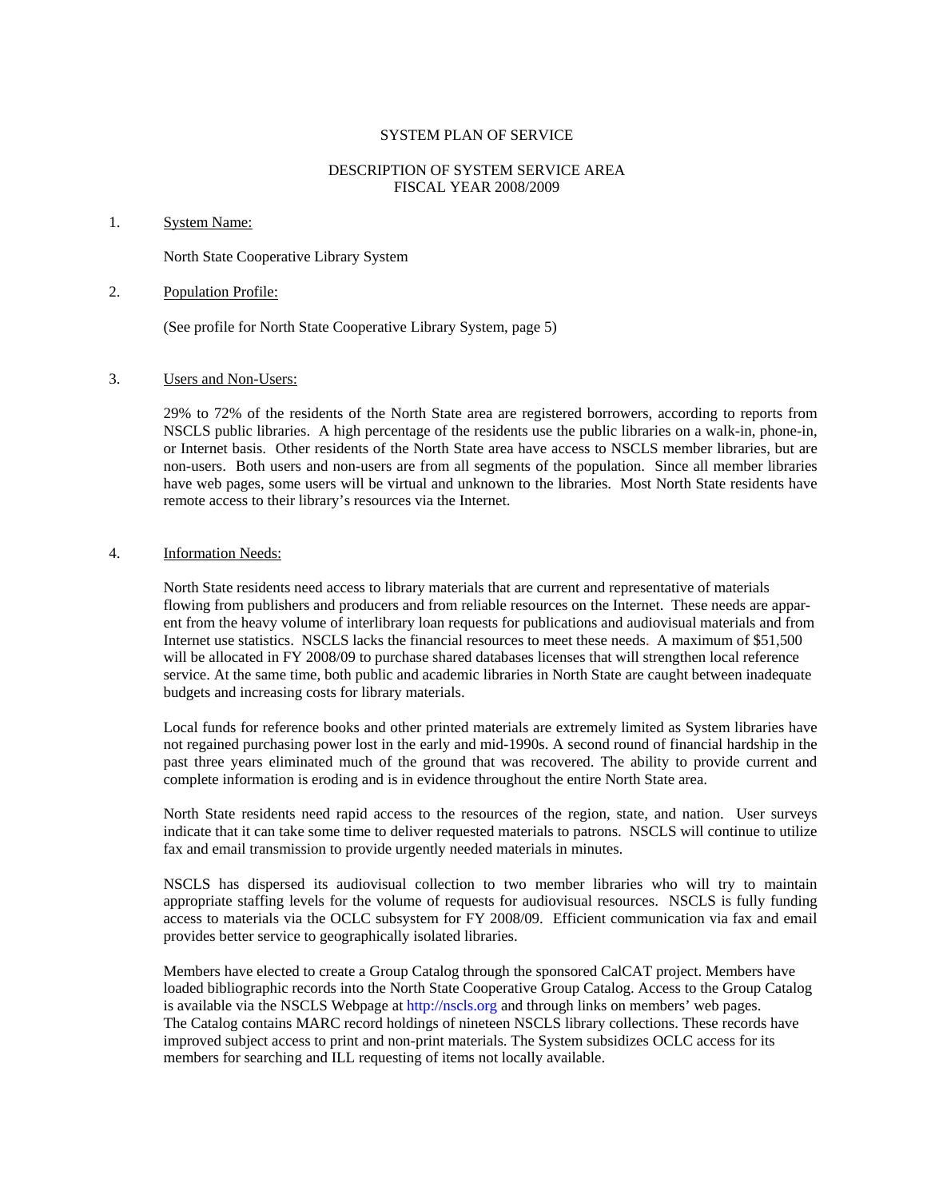SYSTEM PLAN OF SERVICE

DESCRIPTION OF SYSTEM SERVICE AREA
FISCAL YEAR 2008/2009

1. System Name:

   North State Cooperative Library System

2. Population Profile:

   (See profile for North State Cooperative Library System, page 5)

3. Users and Non-Users:

   29% to 72% of the residents of the North State area are registered borrowers, according to reports from NSCLS public libraries. A high percentage of the residents use the public libraries on a walk-in, phone-in, or Internet basis. Other residents of the North State area have access to NSCLS member libraries, but are non-users. Both users and non-users are from all segments of the population. Since all member libraries have web pages, some users will be virtual and unknown to the libraries. Most North State residents have remote access to their library's resources via the Internet.

4. Information Needs:

   North State residents need access to library materials that are current and representative of materials flowing from publishers and producers and from reliable resources on the Internet. These needs are apparent from the heavy volume of interlibrary loan requests for publications and audiovisual materials and from Internet use statistics. NSCLS lacks the financial resources to meet these needs. A maximum of $51,500 will be allocated in FY 2008/09 to purchase shared databases licenses that will strengthen local reference service. At the same time, both public and academic libraries in North State are caught between inadequate budgets and increasing costs for library materials.

   Local funds for reference books and other printed materials are extremely limited as System libraries have not regained purchasing power lost in the early and mid-1990s. A second round of financial hardship in the past three years eliminated much of the ground that was recovered. The ability to provide current and complete information is eroding and is in evidence throughout the entire North State area.

   North State residents need rapid access to the resources of the region, state, and nation. User surveys indicate that it can take some time to deliver requested materials to patrons. NSCLS will continue to utilize fax and email transmission to provide urgently needed materials in minutes.

   NSCLS has dispersed its audiovisual collection to two member libraries who will try to maintain appropriate staffing levels for the volume of requests for audiovisual resources. NSCLS is fully funding access to materials via the OCLC subsystem for FY 2008/09. Efficient communication via fax and email provides better service to geographically isolated libraries.

   Members have elected to create a Group Catalog through the sponsored CalCAT project. Members have loaded bibliographic records into the North State Cooperative Group Catalog. Access to the Group Catalog is available via the NSCLS Webpage at http://nscls.org and through links on members' web pages. The Catalog contains MARC record holdings of nineteen NSCLS library collections. These records have improved subject access to print and non-print materials. The System subsidizes OCLC access for its members for searching and ILL requesting of items not locally available.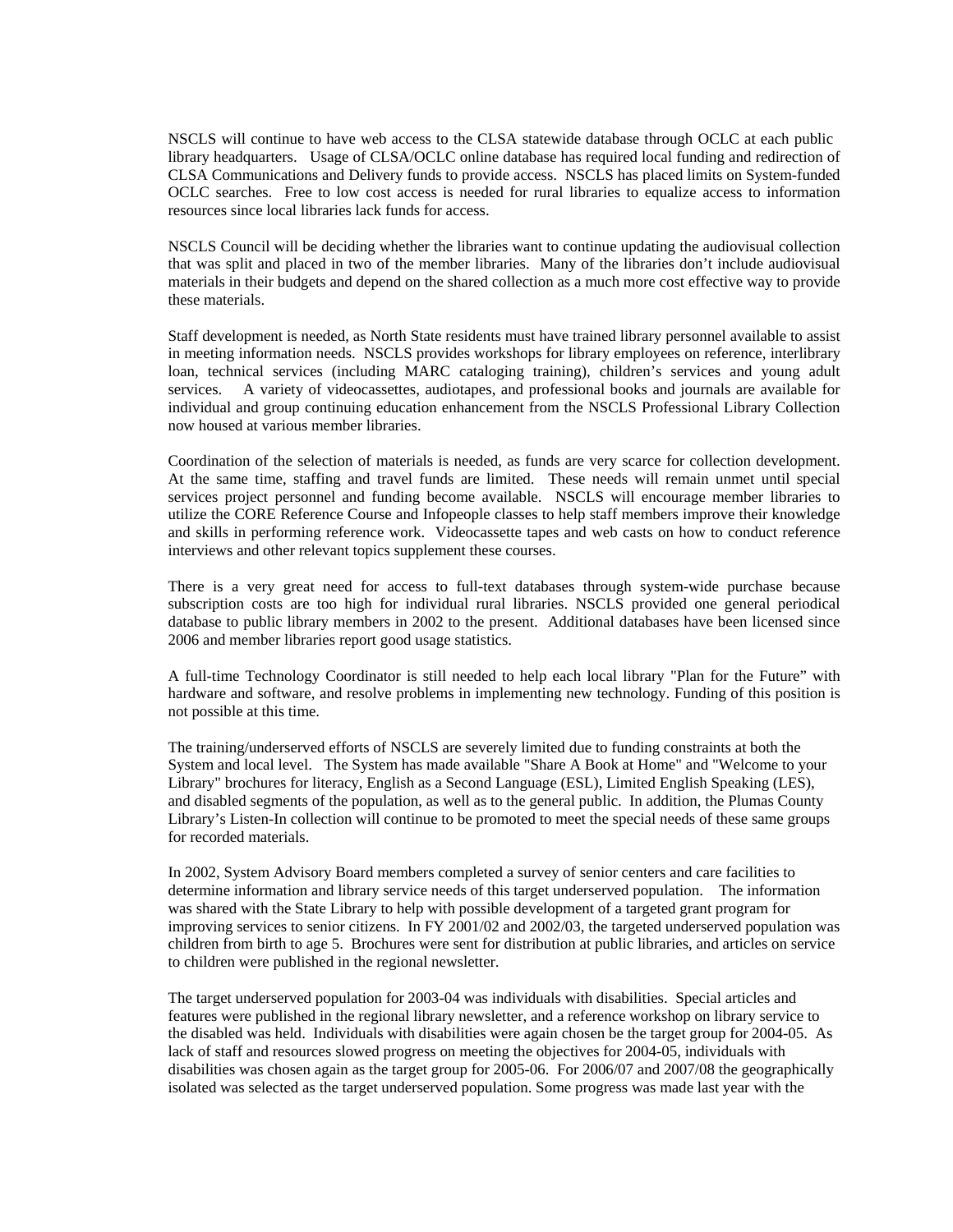NSCLS will continue to have web access to the CLSA statewide database through OCLC at each public library headquarters. Usage of CLSA/OCLC online database has required local funding and redirection of CLSA Communications and Delivery funds to provide access. NSCLS has placed limits on System-funded OCLC searches. Free to low cost access is needed for rural libraries to equalize access to information resources since local libraries lack funds for access.

NSCLS Council will be deciding whether the libraries want to continue updating the audiovisual collection that was split and placed in two of the member libraries. Many of the libraries don't include audiovisual materials in their budgets and depend on the shared collection as a much more cost effective way to provide these materials.

Staff development is needed, as North State residents must have trained library personnel available to assist in meeting information needs. NSCLS provides workshops for library employees on reference, interlibrary loan, technical services (including MARC cataloging training), children's services and young adult services. A variety of videocassettes, audiotapes, and professional books and journals are available for individual and group continuing education enhancement from the NSCLS Professional Library Collection now housed at various member libraries.

Coordination of the selection of materials is needed, as funds are very scarce for collection development. At the same time, staffing and travel funds are limited. These needs will remain unmet until special services project personnel and funding become available. NSCLS will encourage member libraries to utilize the CORE Reference Course and Infopeople classes to help staff members improve their knowledge and skills in performing reference work. Videocassette tapes and web casts on how to conduct reference interviews and other relevant topics supplement these courses.

There is a very great need for access to full-text databases through system-wide purchase because subscription costs are too high for individual rural libraries. NSCLS provided one general periodical database to public library members in 2002 to the present. Additional databases have been licensed since 2006 and member libraries report good usage statistics.

A full-time Technology Coordinator is still needed to help each local library "Plan for the Future" with hardware and software, and resolve problems in implementing new technology. Funding of this position is not possible at this time.

The training/underserved efforts of NSCLS are severely limited due to funding constraints at both the System and local level. The System has made available "Share A Book at Home" and "Welcome to your Library" brochures for literacy, English as a Second Language (ESL), Limited English Speaking (LES), and disabled segments of the population, as well as to the general public. In addition, the Plumas County Library's Listen-In collection will continue to be promoted to meet the special needs of these same groups for recorded materials.

In 2002, System Advisory Board members completed a survey of senior centers and care facilities to determine information and library service needs of this target underserved population. The information was shared with the State Library to help with possible development of a targeted grant program for improving services to senior citizens. In FY 2001/02 and 2002/03, the targeted underserved population was children from birth to age 5. Brochures were sent for distribution at public libraries, and articles on service to children were published in the regional newsletter.

The target underserved population for 2003-04 was individuals with disabilities. Special articles and features were published in the regional library newsletter, and a reference workshop on library service to the disabled was held. Individuals with disabilities were again chosen be the target group for 2004-05. As lack of staff and resources slowed progress on meeting the objectives for 2004-05, individuals with disabilities was chosen again as the target group for 2005-06. For 2006/07 and 2007/08 the geographically isolated was selected as the target underserved population. Some progress was made last year with the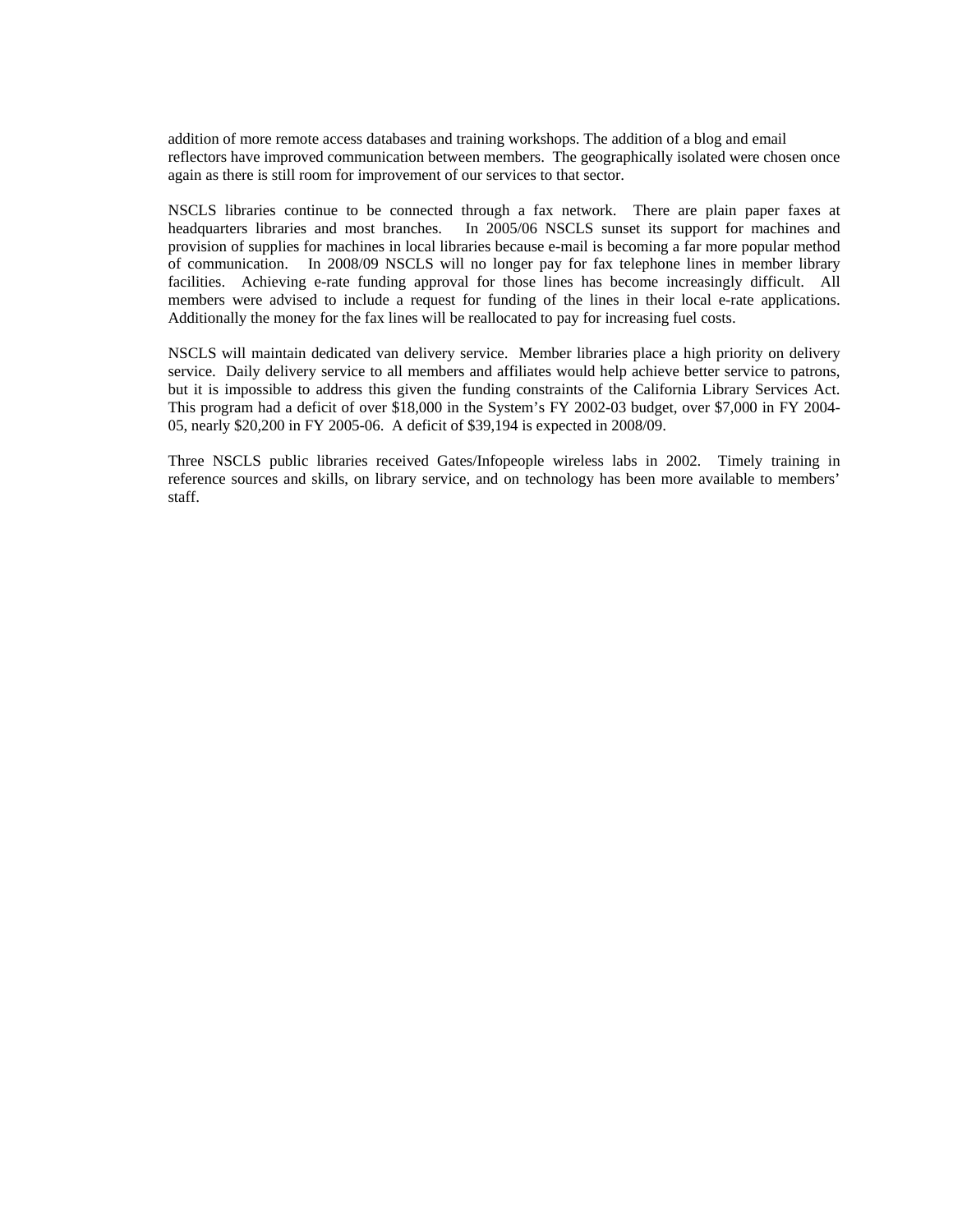addition of more remote access databases and training workshops. The addition of a blog and email reflectors have improved communication between members. The geographically isolated were chosen once again as there is still room for improvement of our services to that sector.

NSCLS libraries continue to be connected through a fax network. There are plain paper faxes at headquarters libraries and most branches. In 2005/06 NSCLS sunset its support for machines and provision of supplies for machines in local libraries because e-mail is becoming a far more popular method of communication. In 2008/09 NSCLS will no longer pay for fax telephone lines in member library facilities. Achieving e-rate funding approval for those lines has become increasingly difficult. All members were advised to include a request for funding of the lines in their local e-rate applications. Additionally the money for the fax lines will be reallocated to pay for increasing fuel costs.

NSCLS will maintain dedicated van delivery service. Member libraries place a high priority on delivery service. Daily delivery service to all members and affiliates would help achieve better service to patrons, but it is impossible to address this given the funding constraints of the California Library Services Act. This program had a deficit of over $18,000 in the System's FY 2002-03 budget, over $7,000 in FY 2004-05, nearly $20,200 in FY 2005-06. A deficit of $39,194 is expected in 2008/09.

Three NSCLS public libraries received Gates/Infopeople wireless labs in 2002. Timely training in reference sources and skills, on library service, and on technology has been more available to members' staff.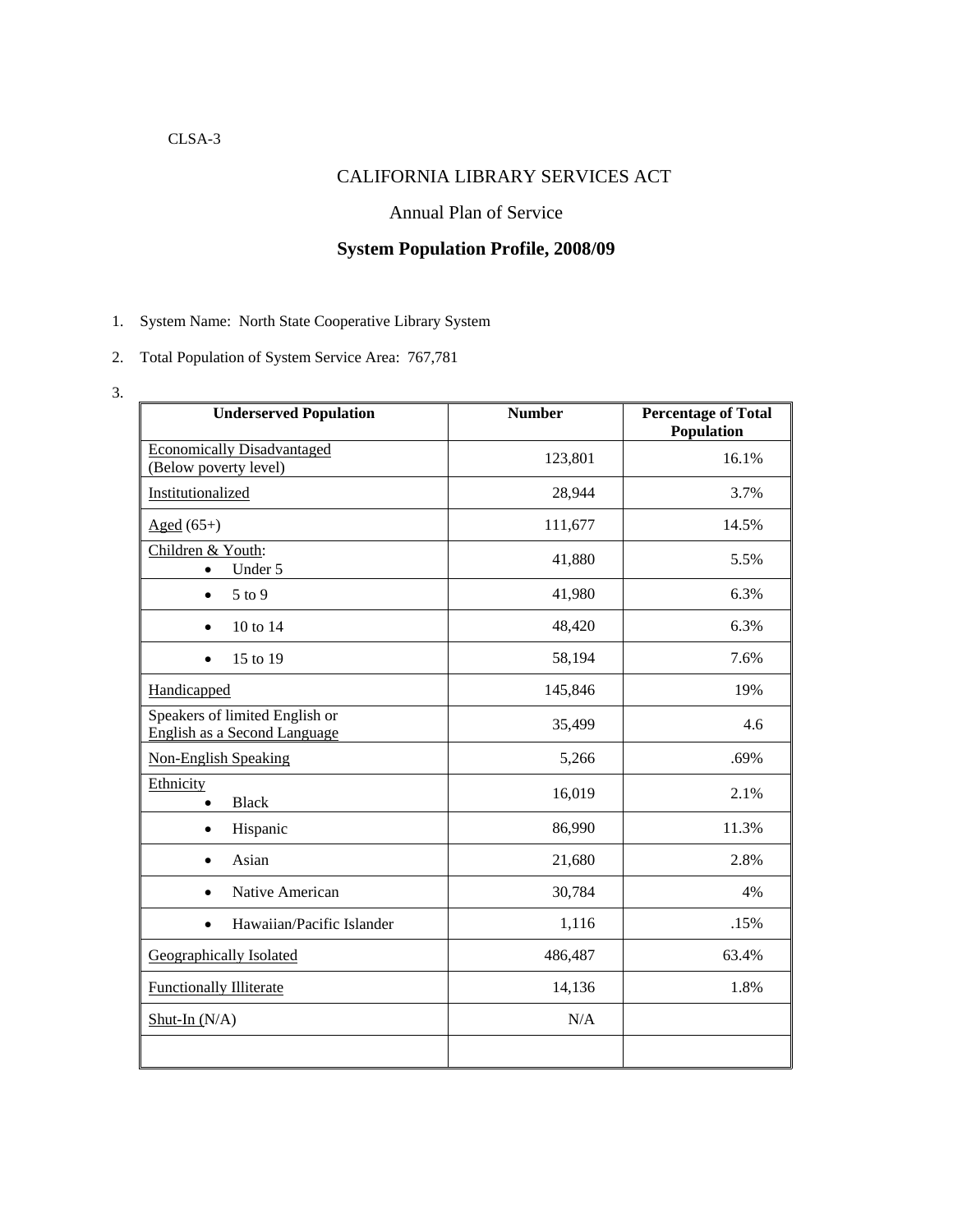CLSA-3

# CALIFORNIA LIBRARY SERVICES ACT

## Annual Plan of Service

## System Population Profile, 2008/09

1. System Name: North State Cooperative Library System
2. Total Population of System Service Area: 767,781
3.

| Underserved Population | Number | Percentage of Total Population |
|---|---|---|
| Economically Disadvantaged (Below poverty level) | 123,801 | 16.1% |
| Institutionalized | 28,944 | 3.7% |
| Aged (65+) | 111,677 | 14.5% |
| Children & Youth: • Under 5 | 41,880 | 5.5% |
| • 5 to 9 | 41,980 | 6.3% |
| • 10 to 14 | 48,420 | 6.3% |
| • 15 to 19 | 58,194 | 7.6% |
| Handicapped | 145,846 | 19% |
| Speakers of limited English or English as a Second Language | 35,499 | 4.6 |
| Non-English Speaking | 5,266 | .69% |
| Ethnicity • Black | 16,019 | 2.1% |
| • Hispanic | 86,990 | 11.3% |
| • Asian | 21,680 | 2.8% |
| • Native American | 30,784 | 4% |
| • Hawaiian/Pacific Islander | 1,116 | .15% |
| Geographically Isolated | 486,487 | 63.4% |
| Functionally Illiterate | 14,136 | 1.8% |
| Shut-In (N/A) | N/A | |
| | | |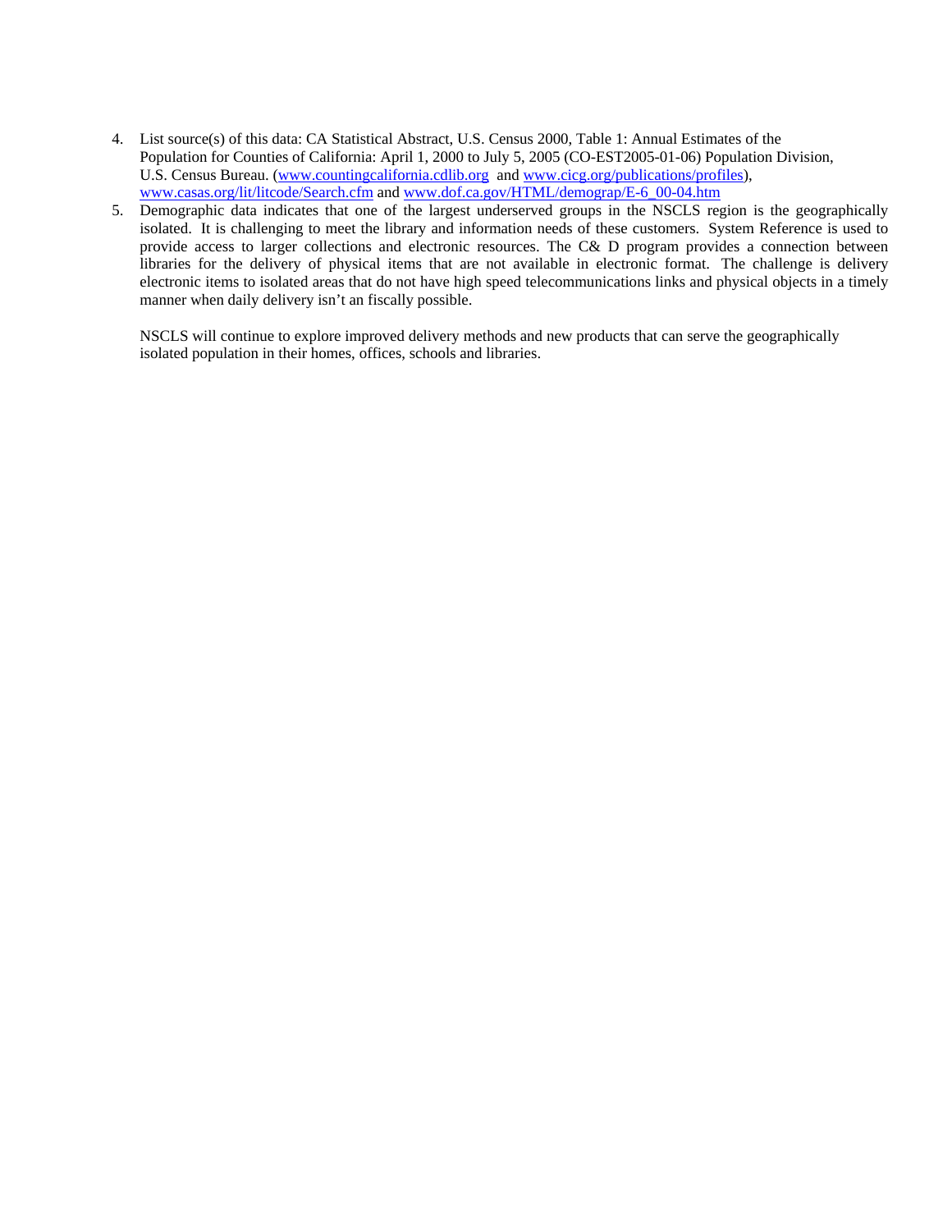4. List source(s) of this data: CA Statistical Abstract, U.S. Census 2000, Table 1: Annual Estimates of the Population for Counties of California: April 1, 2000 to July 5, 2005 (CO-EST2005-01-06) Population Division, U.S. Census Bureau. (www.countingcalifornia.cdlib.org and www.cicg.org/publications/profiles), www.casas.org/lit/litcode/Search.cfm and www.dof.ca.gov/HTML/demograp/E-6_00-04.htm
5. Demographic data indicates that one of the largest underserved groups in the NSCLS region is the geographically isolated. It is challenging to meet the library and information needs of these customers. System Reference is used to provide access to larger collections and electronic resources. The C& D program provides a connection between libraries for the delivery of physical items that are not available in electronic format. The challenge is delivery electronic items to isolated areas that do not have high speed telecommunications links and physical objects in a timely manner when daily delivery isn't an fiscally possible.

   NSCLS will continue to explore improved delivery methods and new products that can serve the geographically isolated population in their homes, offices, schools and libraries.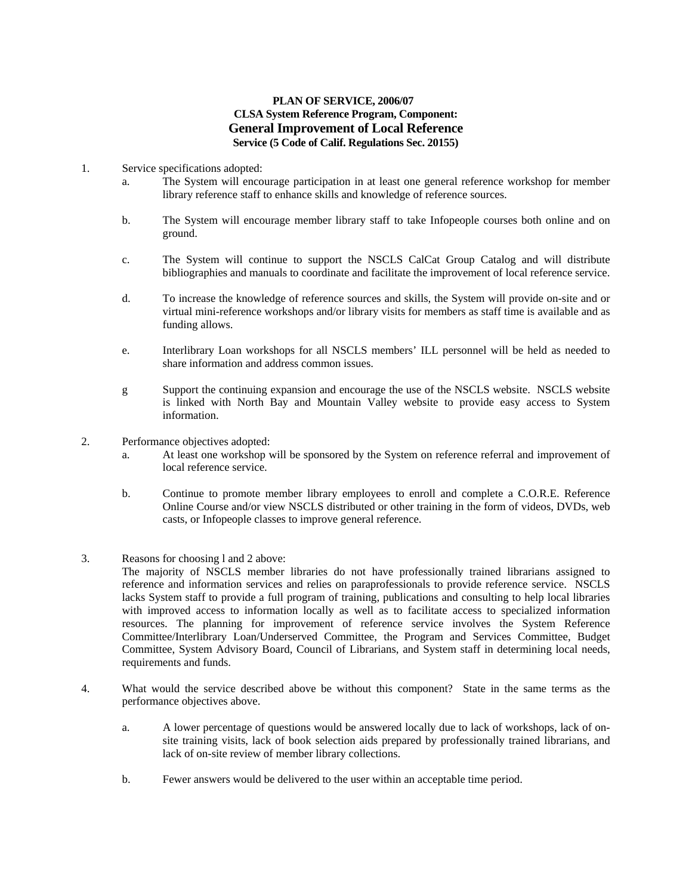**PLAN OF SERVICE, 2006/07**
**CLSA System Reference Program, Component:**

# General Improvement of Local Reference

**Service (5 Code of Calif. Regulations Sec. 20155)**

1. Service specifications adopted:
   - a. The System will encourage participation in at least one general reference workshop for member library reference staff to enhance skills and knowledge of reference sources.
   - b. The System will encourage member library staff to take Infopeople courses both online and on ground.
   - c. The System will continue to support the NSCLS CalCat Group Catalog and will distribute bibliographies and manuals to coordinate and facilitate the improvement of local reference service.
   - d. To increase the knowledge of reference sources and skills, the System will provide on-site and or virtual mini-reference workshops and/or library visits for members as staff time is available and as funding allows.
   - e. Interlibrary Loan workshops for all NSCLS members' ILL personnel will be held as needed to share information and address common issues.
   - g Support the continuing expansion and encourage the use of the NSCLS website. NSCLS website is linked with North Bay and Mountain Valley website to provide easy access to System information.

2. Performance objectives adopted:
   - a. At least one workshop will be sponsored by the System on reference referral and improvement of local reference service.
   - b. Continue to promote member library employees to enroll and complete a C.O.R.E. Reference Online Course and/or view NSCLS distributed or other training in the form of videos, DVDs, web casts, or Infopeople classes to improve general reference.

3. Reasons for choosing l and 2 above:
   The majority of NSCLS member libraries do not have professionally trained librarians assigned to reference and information services and relies on paraprofessionals to provide reference service. NSCLS lacks System staff to provide a full program of training, publications and consulting to help local libraries with improved access to information locally as well as to facilitate access to specialized information resources. The planning for improvement of reference service involves the System Reference Committee/Interlibrary Loan/Underserved Committee, the Program and Services Committee, Budget Committee, System Advisory Board, Council of Librarians, and System staff in determining local needs, requirements and funds.

4. What would the service described above be without this component? State in the same terms as the performance objectives above.
   - a. A lower percentage of questions would be answered locally due to lack of workshops, lack of on-site training visits, lack of book selection aids prepared by professionally trained librarians, and lack of on-site review of member library collections.
   - b. Fewer answers would be delivered to the user within an acceptable time period.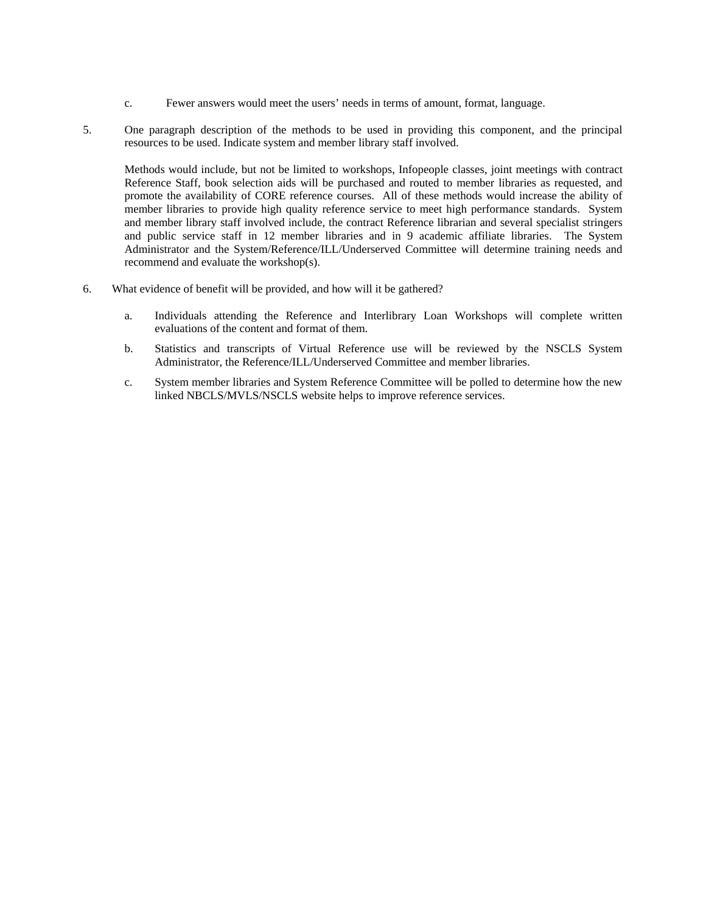c. Fewer answers would meet the users' needs in terms of amount, format, language.

5. One paragraph description of the methods to be used in providing this component, and the principal resources to be used. Indicate system and member library staff involved.

   Methods would include, but not be limited to workshops, Infopeople classes, joint meetings with contract Reference Staff, book selection aids will be purchased and routed to member libraries as requested, and promote the availability of CORE reference courses. All of these methods would increase the ability of member libraries to provide high quality reference service to meet high performance standards. System and member library staff involved include, the contract Reference librarian and several specialist stringers and public service staff in 12 member libraries and in 9 academic affiliate libraries. The System Administrator and the System/Reference/ILL/Underserved Committee will determine training needs and recommend and evaluate the workshop(s).

6. What evidence of benefit will be provided, and how will it be gathered?

   a. Individuals attending the Reference and Interlibrary Loan Workshops will complete written evaluations of the content and format of them.

   b. Statistics and transcripts of Virtual Reference use will be reviewed by the NSCLS System Administrator, the Reference/ILL/Underserved Committee and member libraries.

   c. System member libraries and System Reference Committee will be polled to determine how the new linked NBCLS/MVLS/NSCLS website helps to improve reference services.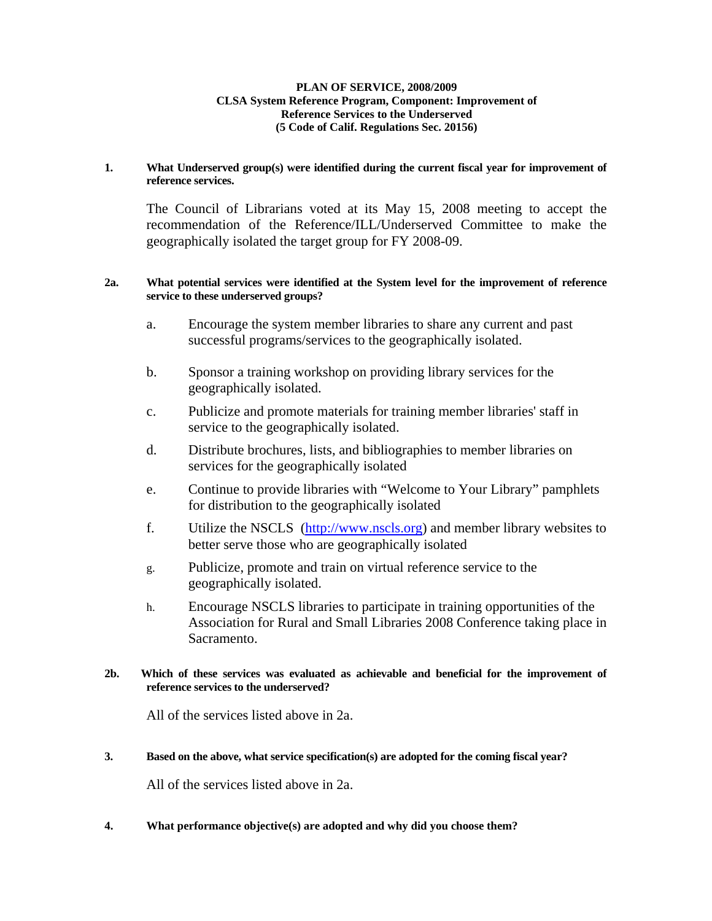**PLAN OF SERVICE, 2008/2009**
**CLSA System Reference Program, Component: Improvement of Reference Services to the Underserved**
**(5 Code of Calif. Regulations Sec. 20156)**

**1. What Underserved group(s) were identified during the current fiscal year for improvement of reference services.**

The Council of Librarians voted at its May 15, 2008 meeting to accept the recommendation of the Reference/ILL/Underserved Committee to make the geographically isolated the target group for FY 2008-09.

**2a. What potential services were identified at the System level for the improvement of reference service to these underserved groups?**

a. Encourage the system member libraries to share any current and past successful programs/services to the geographically isolated.

b. Sponsor a training workshop on providing library services for the geographically isolated.

c. Publicize and promote materials for training member libraries' staff in service to the geographically isolated.

d. Distribute brochures, lists, and bibliographies to member libraries on services for the geographically isolated

e. Continue to provide libraries with "Welcome to Your Library" pamphlets for distribution to the geographically isolated

f. Utilize the NSCLS (http://www.nscls.org) and member library websites to better serve those who are geographically isolated

g. Publicize, promote and train on virtual reference service to the geographically isolated.

h. Encourage NSCLS libraries to participate in training opportunities of the Association for Rural and Small Libraries 2008 Conference taking place in Sacramento.

**2b. Which of these services was evaluated as achievable and beneficial for the improvement of reference services to the underserved?**

All of the services listed above in 2a.

**3. Based on the above, what service specification(s) are adopted for the coming fiscal year?**

All of the services listed above in 2a.

**4. What performance objective(s) are adopted and why did you choose them?**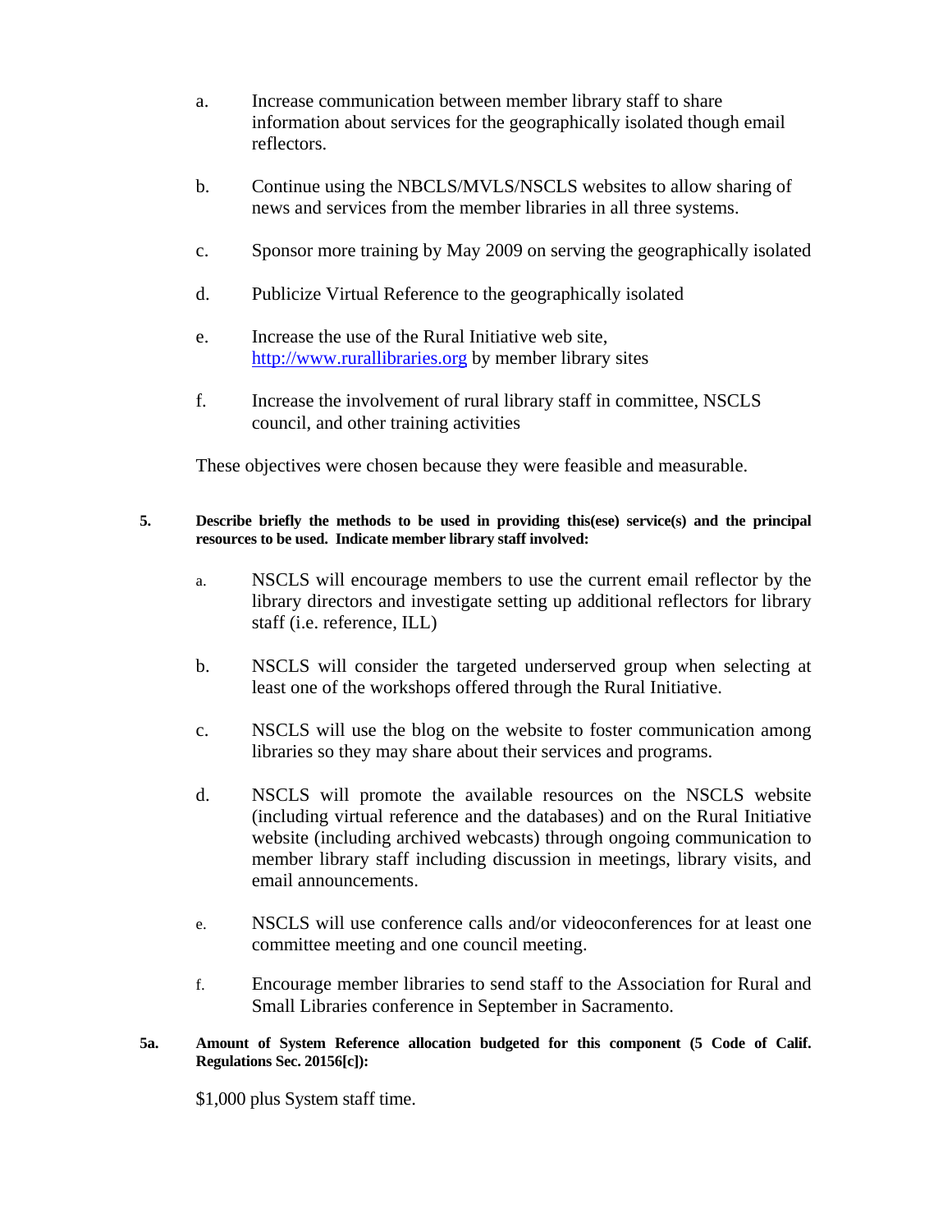a. Increase communication between member library staff to share information about services for the geographically isolated though email reflectors.

b. Continue using the NBCLS/MVLS/NSCLS websites to allow sharing of news and services from the member libraries in all three systems.

c. Sponsor more training by May 2009 on serving the geographically isolated

d. Publicize Virtual Reference to the geographically isolated

e. Increase the use of the Rural Initiative web site, [http://www.rurallibraries.org](http://www.rurallibraries.org) by member library sites

f. Increase the involvement of rural library staff in committee, NSCLS council, and other training activities

These objectives were chosen because they were feasible and measurable.

**5. Describe briefly the methods to be used in providing this(ese) service(s) and the principal resources to be used. Indicate member library staff involved:**

a. NSCLS will encourage members to use the current email reflector by the library directors and investigate setting up additional reflectors for library staff (i.e. reference, ILL)

b. NSCLS will consider the targeted underserved group when selecting at least one of the workshops offered through the Rural Initiative.

c. NSCLS will use the blog on the website to foster communication among libraries so they may share about their services and programs.

d. NSCLS will promote the available resources on the NSCLS website (including virtual reference and the databases) and on the Rural Initiative website (including archived webcasts) through ongoing communication to member library staff including discussion in meetings, library visits, and email announcements.

e. NSCLS will use conference calls and/or videoconferences for at least one committee meeting and one council meeting.

f. Encourage member libraries to send staff to the Association for Rural and Small Libraries conference in September in Sacramento.

**5a. Amount of System Reference allocation budgeted for this component (5 Code of Calif. Regulations Sec. 20156[c]):**

$1,000 plus System staff time.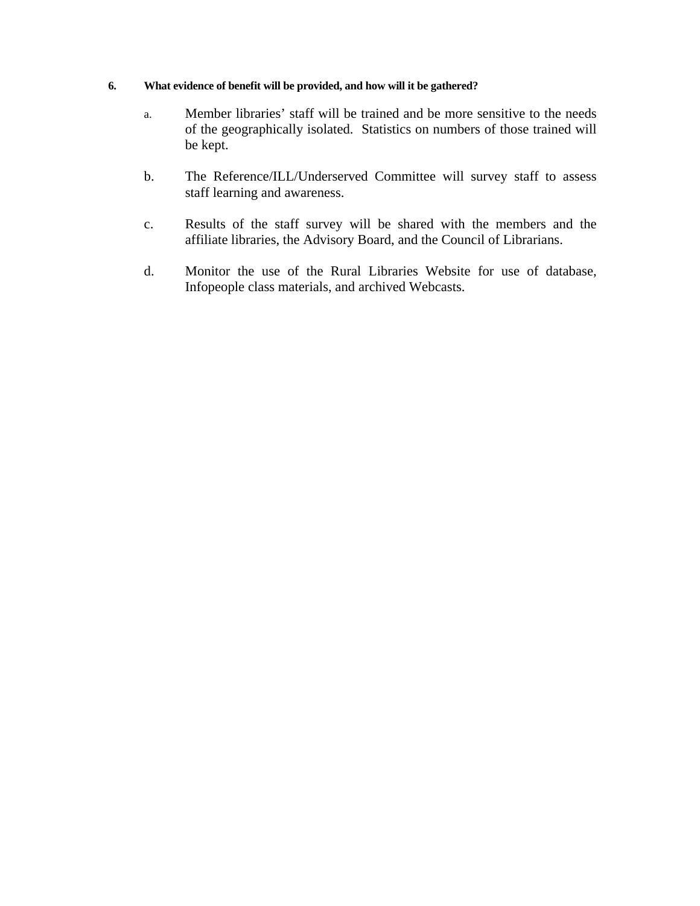**6. What evidence of benefit will be provided, and how will it be gathered?**

a. Member libraries' staff will be trained and be more sensitive to the needs of the geographically isolated. Statistics on numbers of those trained will be kept.

b. The Reference/ILL/Underserved Committee will survey staff to assess staff learning and awareness.

c. Results of the staff survey will be shared with the members and the affiliate libraries, the Advisory Board, and the Council of Librarians.

d. Monitor the use of the Rural Libraries Website for use of database, Infopeople class materials, and archived Webcasts.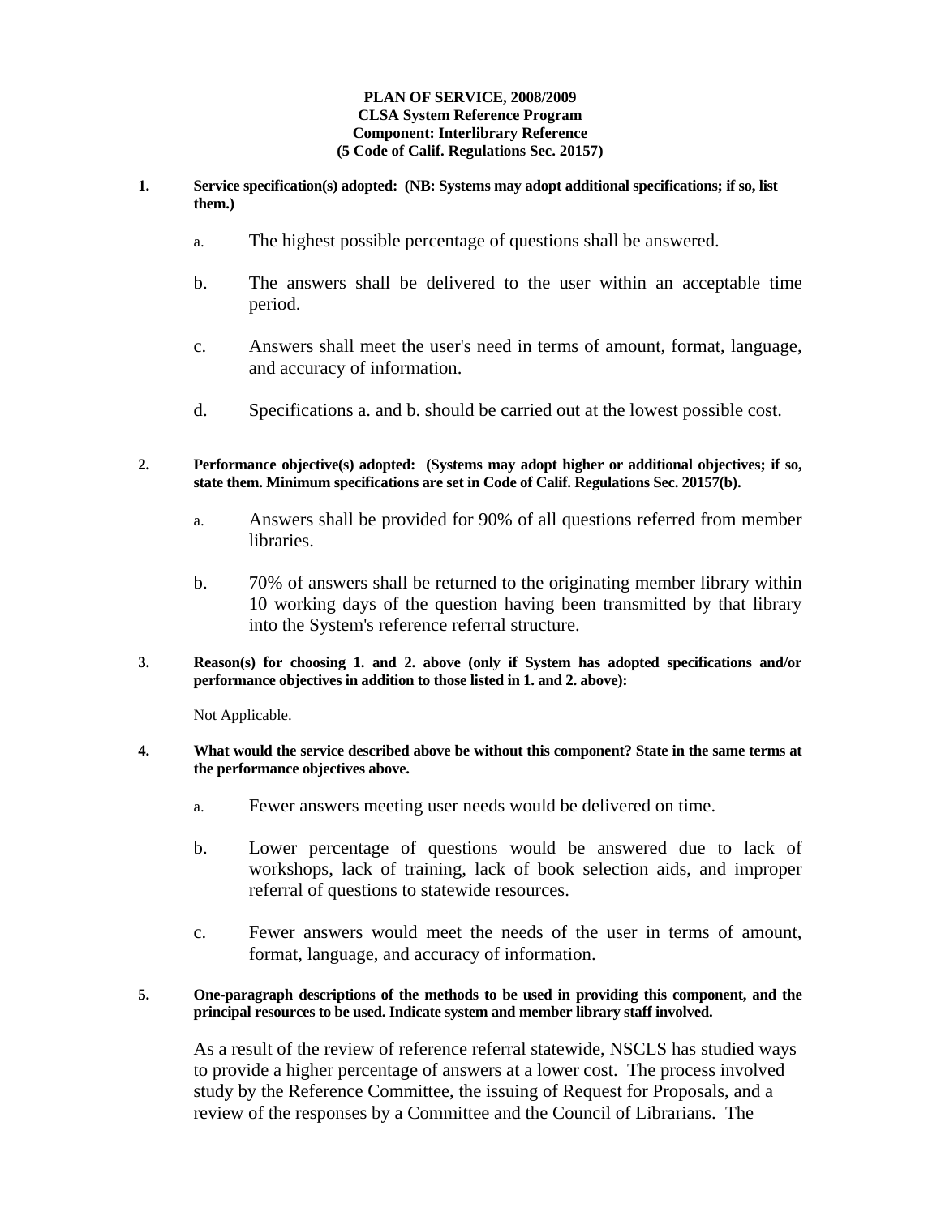**PLAN OF SERVICE, 2008/2009**
**CLSA System Reference Program**
**Component: Interlibrary Reference**
**(5 Code of Calif. Regulations Sec. 20157)**

**1. Service specification(s) adopted: (NB: Systems may adopt additional specifications; if so, list them.)**

a. The highest possible percentage of questions shall be answered.

b. The answers shall be delivered to the user within an acceptable time period.

c. Answers shall meet the user's need in terms of amount, format, language, and accuracy of information.

d. Specifications a. and b. should be carried out at the lowest possible cost.

**2. Performance objective(s) adopted: (Systems may adopt higher or additional objectives; if so, state them. Minimum specifications are set in Code of Calif. Regulations Sec. 20157(b).**

a. Answers shall be provided for 90% of all questions referred from member libraries.

b. 70% of answers shall be returned to the originating member library within 10 working days of the question having been transmitted by that library into the System's reference referral structure.

**3. Reason(s) for choosing 1. and 2. above (only if System has adopted specifications and/or performance objectives in addition to those listed in 1. and 2. above):**

Not Applicable.

**4. What would the service described above be without this component? State in the same terms at the performance objectives above.**

a. Fewer answers meeting user needs would be delivered on time.

b. Lower percentage of questions would be answered due to lack of workshops, lack of training, lack of book selection aids, and improper referral of questions to statewide resources.

c. Fewer answers would meet the needs of the user in terms of amount, format, language, and accuracy of information.

**5. One-paragraph descriptions of the methods to be used in providing this component, and the principal resources to be used. Indicate system and member library staff involved.**

As a result of the review of reference referral statewide, NSCLS has studied ways to provide a higher percentage of answers at a lower cost. The process involved study by the Reference Committee, the issuing of Request for Proposals, and a review of the responses by a Committee and the Council of Librarians. The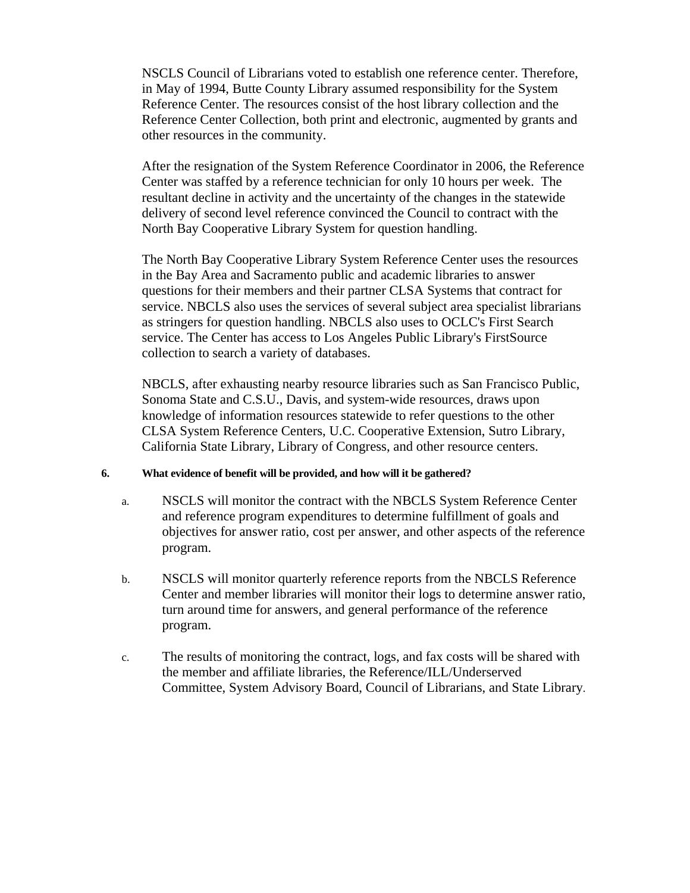NSCLS Council of Librarians voted to establish one reference center. Therefore, in May of 1994, Butte County Library assumed responsibility for the System Reference Center. The resources consist of the host library collection and the Reference Center Collection, both print and electronic, augmented by grants and other resources in the community.

After the resignation of the System Reference Coordinator in 2006, the Reference Center was staffed by a reference technician for only 10 hours per week. The resultant decline in activity and the uncertainty of the changes in the statewide delivery of second level reference convinced the Council to contract with the North Bay Cooperative Library System for question handling.

The North Bay Cooperative Library System Reference Center uses the resources in the Bay Area and Sacramento public and academic libraries to answer questions for their members and their partner CLSA Systems that contract for service. NBCLS also uses the services of several subject area specialist librarians as stringers for question handling. NBCLS also uses to OCLC's First Search service. The Center has access to Los Angeles Public Library's FirstSource collection to search a variety of databases.

NBCLS, after exhausting nearby resource libraries such as San Francisco Public, Sonoma State and C.S.U., Davis, and system-wide resources, draws upon knowledge of information resources statewide to refer questions to the other CLSA System Reference Centers, U.C. Cooperative Extension, Sutro Library, California State Library, Library of Congress, and other resource centers.

**6. What evidence of benefit will be provided, and how will it be gathered?**

a. NSCLS will monitor the contract with the NBCLS System Reference Center and reference program expenditures to determine fulfillment of goals and objectives for answer ratio, cost per answer, and other aspects of the reference program.

b. NSCLS will monitor quarterly reference reports from the NBCLS Reference Center and member libraries will monitor their logs to determine answer ratio, turn around time for answers, and general performance of the reference program.

c. The results of monitoring the contract, logs, and fax costs will be shared with the member and affiliate libraries, the Reference/ILL/Underserved Committee, System Advisory Board, Council of Librarians, and State Library.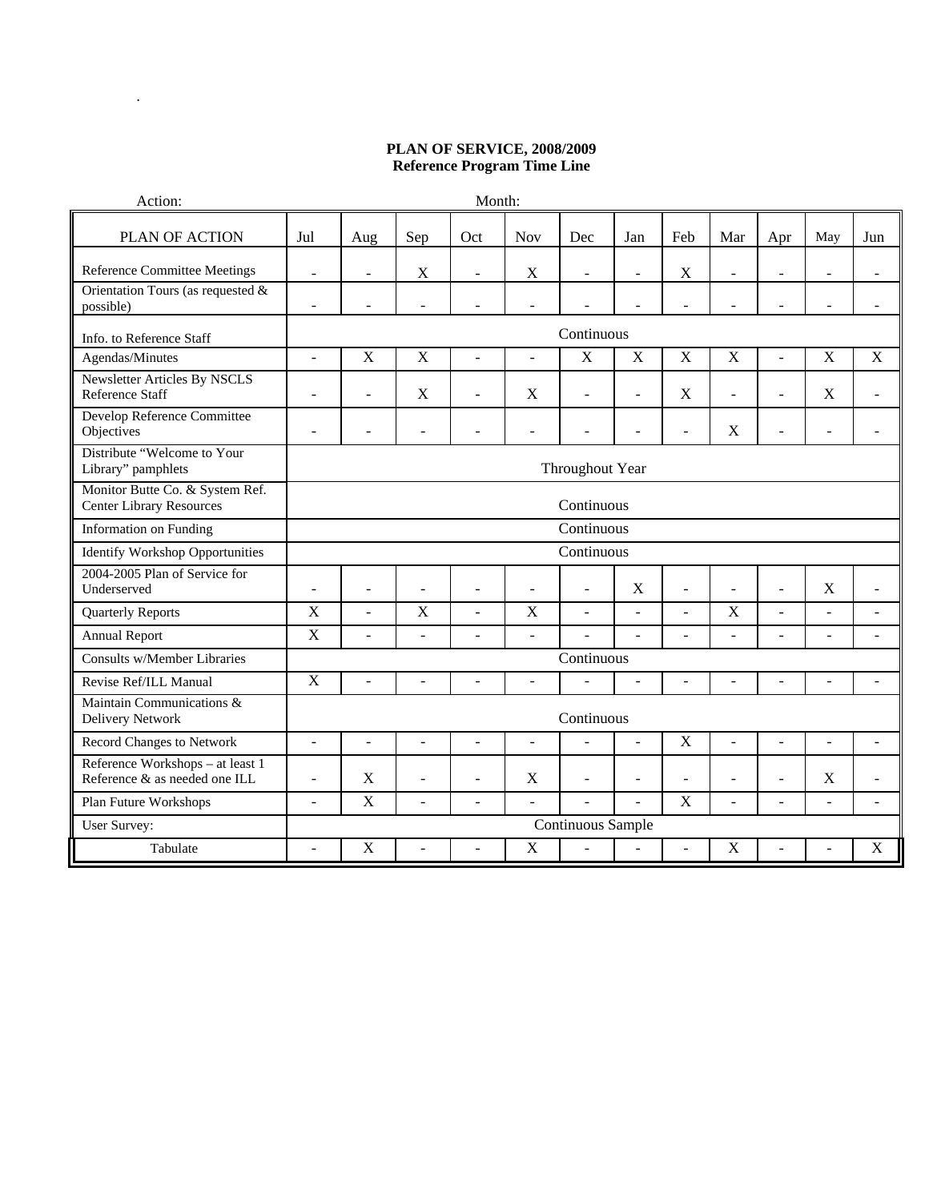**PLAN OF SERVICE, 2008/2009**
**Reference Program Time Line**

| Action: | | | | | | Month: | | | | | | |
|---|---|---|---|---|---|---|---|---|---|---|---|---|
| PLAN OF ACTION | Jul | Aug | Sep | Oct | Nov | Dec | Jan | Feb | Mar | Apr | May | Jun |
| Reference Committee Meetings | - | - | X | - | X | - | - | X | - | - | - | - |
| Orientation Tours (as requested & possible) | - | - | - | - | - | - | - | - | - | - | - | - |
| Info. to Reference Staff | Continuous | | | | | | | | | | | |
| Agendas/Minutes | - | X | X | - | - | X | X | X | X | - | X | X |
| Newsletter Articles By NSCLS Reference Staff | - | - | X | - | X | - | - | X | - | - | X | - |
| Develop Reference Committee Objectives | - | - | - | - | - | - | - | - | X | - | - | - |
| Distribute "Welcome to Your Library" pamphlets | Throughout Year | | | | | | | | | | | |
| Monitor Butte Co. & System Ref. Center Library Resources | Continuous | | | | | | | | | | | |
| Information on Funding | Continuous | | | | | | | | | | | |
| Identify Workshop Opportunities | Continuous | | | | | | | | | | | |
| 2004-2005 Plan of Service for Underserved | - | - | - | - | - | - | X | - | - | - | X | - |
| Quarterly Reports | X | - | X | - | X | - | - | - | X | - | - | - |
| Annual Report | X | - | - | - | - | - | - | - | - | - | - | - |
| Consults w/Member Libraries | Continuous | | | | | | | | | | | |
| Revise Ref/ILL Manual | X | - | - | - | - | - | - | - | - | - | - | - |
| Maintain Communications & Delivery Network | Continuous | | | | | | | | | | | |
| Record Changes to Network | - | - | - | - | - | - | - | X | - | - | - | - |
| Reference Workshops – at least 1 Reference & as needed one ILL | - | X | - | - | X | - | - | - | - | - | X | - |
| Plan Future Workshops | - | X | - | - | - | - | - | X | - | - | - | - |
| User Survey: | Continuous Sample | | | | | | | | | | | |
| Tabulate | - | X | - | - | X | - | - | - | X | - | - | X |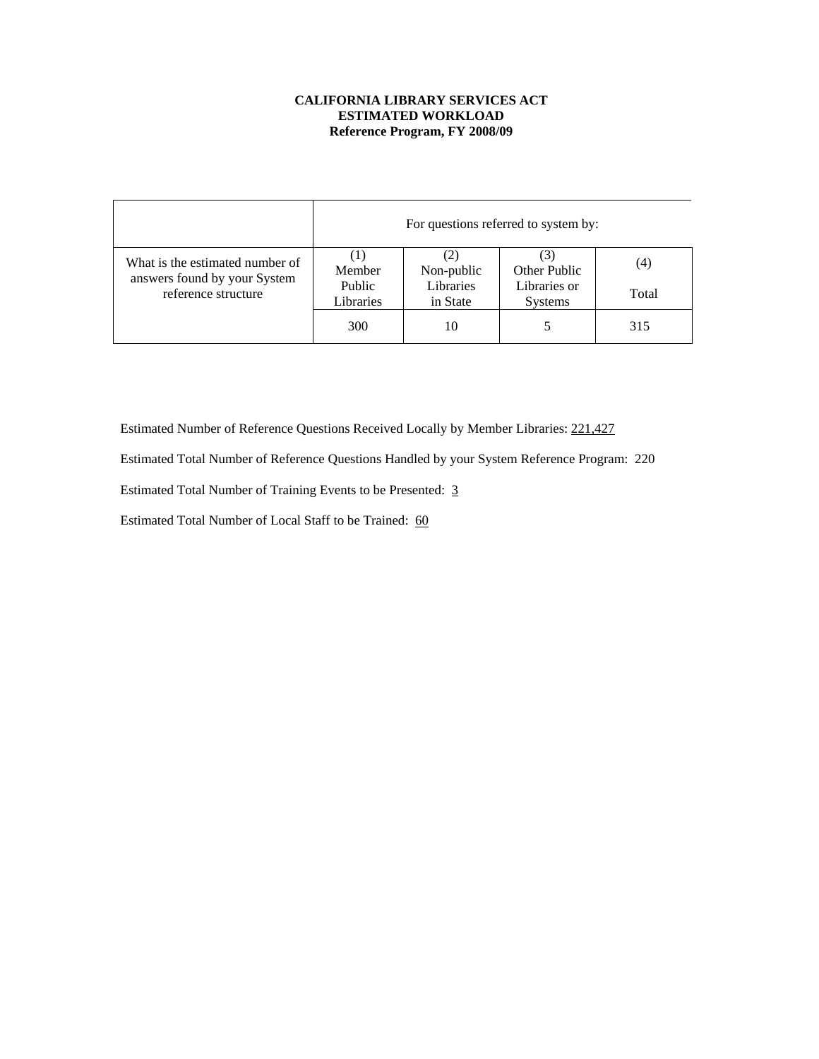**CALIFORNIA LIBRARY SERVICES ACT**
**ESTIMATED WORKLOAD**
**Reference Program, FY 2008/09**

| | For questions referred to system by: | | | |
|---|---|---|---|---|
| What is the estimated number of answers found by your System reference structure | (1) Member Public Libraries | (2) Non-public Libraries in State | (3) Other Public Libraries or Systems | (4) Total |
| | 300 | 10 | 5 | 315 |

Estimated Number of Reference Questions Received Locally by Member Libraries: 221,427

Estimated Total Number of Reference Questions Handled by your System Reference Program: 220

Estimated Total Number of Training Events to be Presented: 3

Estimated Total Number of Local Staff to be Trained: 60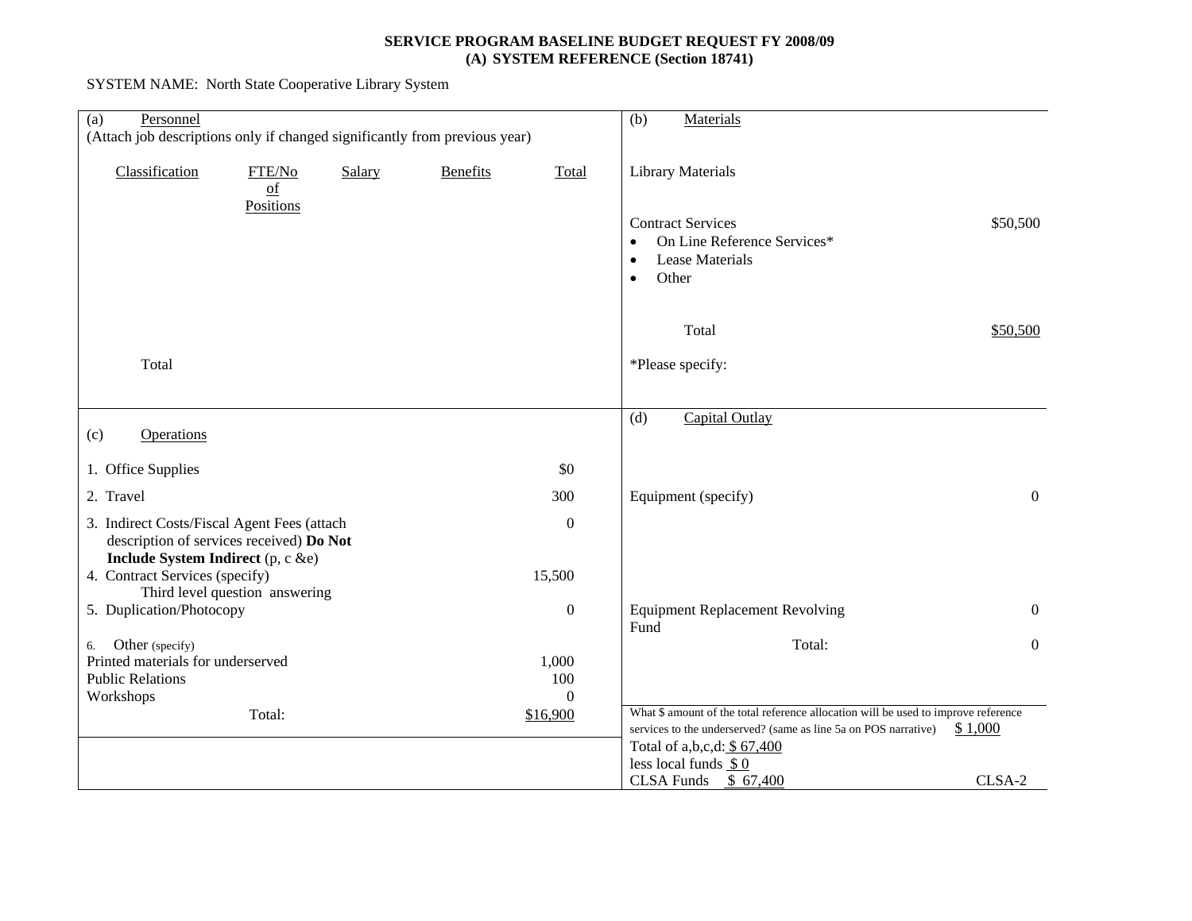**SERVICE PROGRAM BASELINE BUDGET REQUEST FY 2008/09**
**(A) SYSTEM REFERENCE (Section 18741)**

SYSTEM NAME: North State Cooperative Library System

## (a) Personnel

(Attach job descriptions only if changed significantly from previous year)

| Classification | FTE/No of Positions | Salary | Benefits | Total |
|---|---|---|---|---|
| | | | | |
| Total | | | | |

## (b) Materials

| Item | Amount |
|---|---|
| Library Materials | |
| Contract Services | $50,500 |
| • On Line Reference Services* | |
| • Lease Materials | |
| • Other | |
| Total | $50,500 |

*Please specify:

## (c) Operations

| Item | Amount |
|---|---|
| 1. Office Supplies | $0 |
| 2. Travel | 300 |
| 3. Indirect Costs/Fiscal Agent Fees (attach description of services received) **Do Not Include System Indirect** (p, c &e) | 0 |
| 4. Contract Services (specify) Third level question answering | 15,500 |
| 5. Duplication/Photocopy | 0 |
| 6. Other (specify) | |
| Printed materials for underserved | 1,000 |
| Public Relations | 100 |
| Workshops | 0 |
| Total: | $16,900 |

## (d) Capital Outlay

| Item | Amount |
|---|---|
| Equipment (specify) | 0 |
| Equipment Replacement Revolving Fund | 0 |
| Total: | 0 |

What $ amount of the total reference allocation will be used to improve reference services to the underserved? (same as line 5a on POS narrative) $ 1,000

Total of a,b,c,d: $ 67,400

less local funds $ 0

CLSA Funds $ 67,400

CLSA-2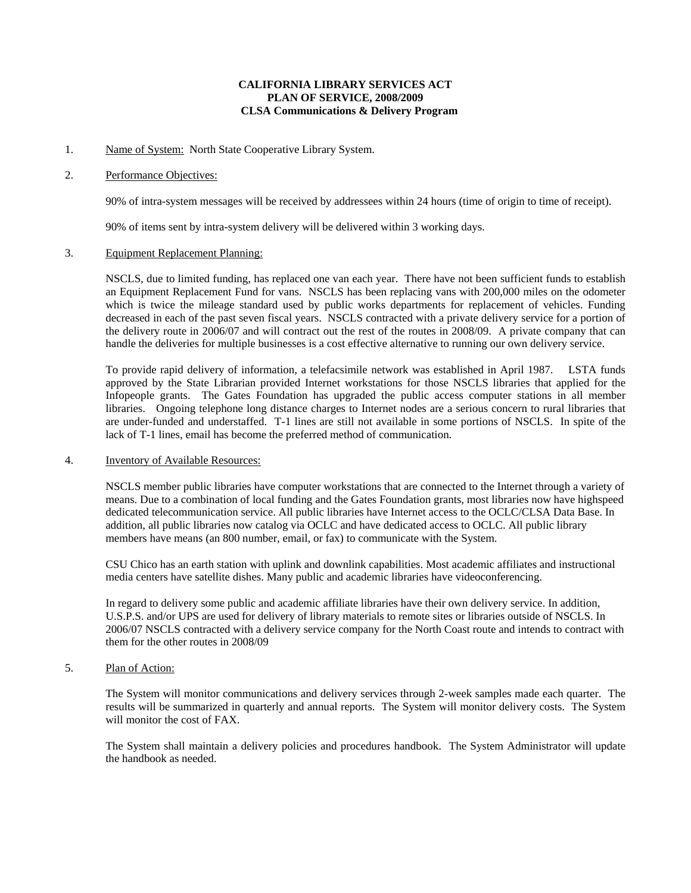**CALIFORNIA LIBRARY SERVICES ACT**
**PLAN OF SERVICE, 2008/2009**
**CLSA Communications & Delivery Program**

1. Name of System: North State Cooperative Library System.

2. Performance Objectives:

   90% of intra-system messages will be received by addressees within 24 hours (time of origin to time of receipt).

   90% of items sent by intra-system delivery will be delivered within 3 working days.

3. Equipment Replacement Planning:

   NSCLS, due to limited funding, has replaced one van each year. There have not been sufficient funds to establish an Equipment Replacement Fund for vans. NSCLS has been replacing vans with 200,000 miles on the odometer which is twice the mileage standard used by public works departments for replacement of vehicles. Funding decreased in each of the past seven fiscal years. NSCLS contracted with a private delivery service for a portion of the delivery route in 2006/07 and will contract out the rest of the routes in 2008/09. A private company that can handle the deliveries for multiple businesses is a cost effective alternative to running our own delivery service.

   To provide rapid delivery of information, a telefacsimile network was established in April 1987. LSTA funds approved by the State Librarian provided Internet workstations for those NSCLS libraries that applied for the Infopeople grants. The Gates Foundation has upgraded the public access computer stations in all member libraries. Ongoing telephone long distance charges to Internet nodes are a serious concern to rural libraries that are under-funded and understaffed. T-1 lines are still not available in some portions of NSCLS. In spite of the lack of T-1 lines, email has become the preferred method of communication.

4. Inventory of Available Resources:

   NSCLS member public libraries have computer workstations that are connected to the Internet through a variety of means. Due to a combination of local funding and the Gates Foundation grants, most libraries now have highspeed dedicated telecommunication service. All public libraries have Internet access to the OCLC/CLSA Data Base. In addition, all public libraries now catalog via OCLC and have dedicated access to OCLC. All public library members have means (an 800 number, email, or fax) to communicate with the System.

   CSU Chico has an earth station with uplink and downlink capabilities. Most academic affiliates and instructional media centers have satellite dishes. Many public and academic libraries have videoconferencing.

   In regard to delivery some public and academic affiliate libraries have their own delivery service. In addition, U.S.P.S. and/or UPS are used for delivery of library materials to remote sites or libraries outside of NSCLS. In 2006/07 NSCLS contracted with a delivery service company for the North Coast route and intends to contract with them for the other routes in 2008/09

5. Plan of Action:

   The System will monitor communications and delivery services through 2-week samples made each quarter. The results will be summarized in quarterly and annual reports. The System will monitor delivery costs. The System will monitor the cost of FAX.

   The System shall maintain a delivery policies and procedures handbook. The System Administrator will update the handbook as needed.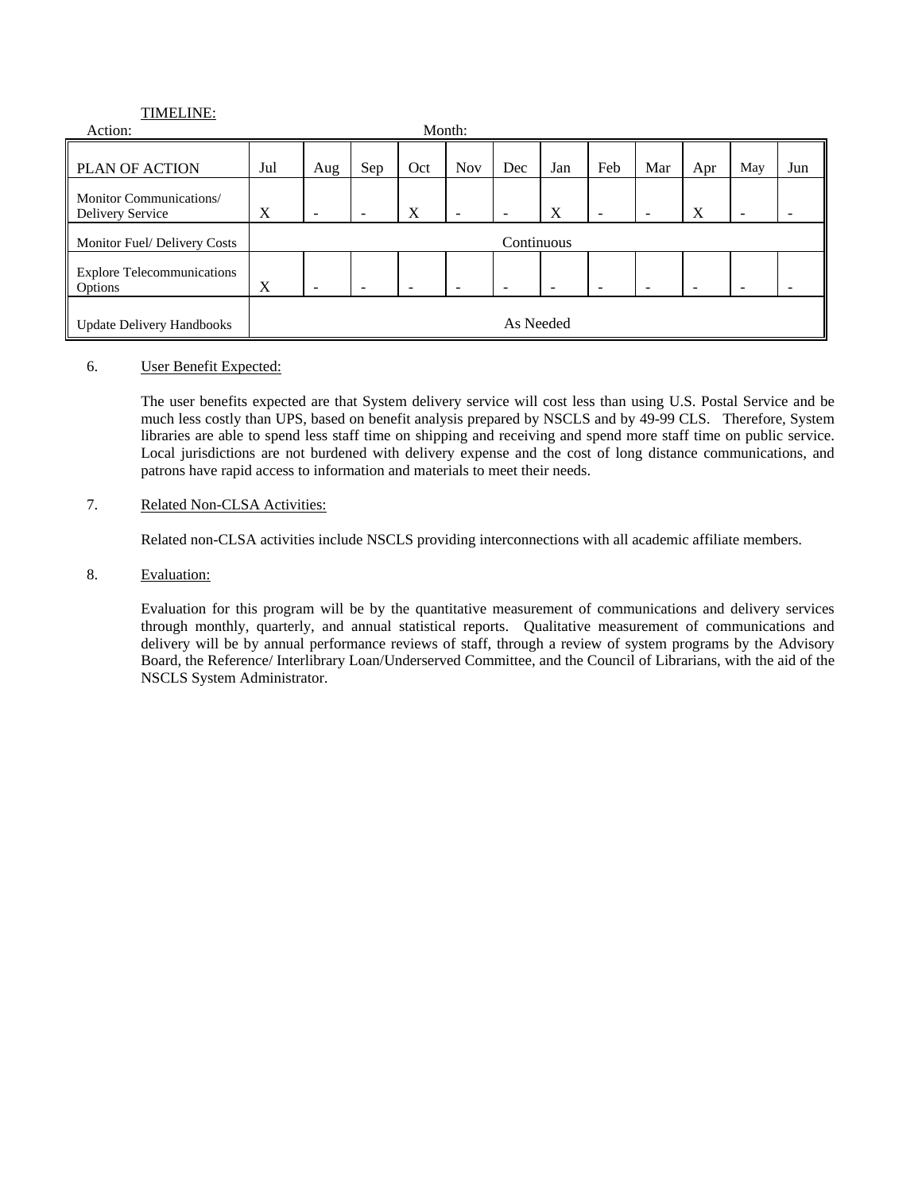TIMELINE:

Action: Month:

| PLAN OF ACTION | Jul | Aug | Sep | Oct | Nov | Dec | Jan | Feb | Mar | Apr | May | Jun |
|---|---|---|---|---|---|---|---|---|---|---|---|---|
| Monitor Communications/ Delivery Service | X | - | - | X | - | - | X | - | - | X | - | - |
| Monitor Fuel/ Delivery Costs | Continuous | | | | | | | | | | | |
| Explore Telecommunications Options | X | - | - | - | - | - | - | - | - | - | - | - |
| Update Delivery Handbooks | As Needed | | | | | | | | | | | |

6. User Benefit Expected:

   The user benefits expected are that System delivery service will cost less than using U.S. Postal Service and be much less costly than UPS, based on benefit analysis prepared by NSCLS and by 49-99 CLS. Therefore, System libraries are able to spend less staff time on shipping and receiving and spend more staff time on public service. Local jurisdictions are not burdened with delivery expense and the cost of long distance communications, and patrons have rapid access to information and materials to meet their needs.

7. Related Non-CLSA Activities:

   Related non-CLSA activities include NSCLS providing interconnections with all academic affiliate members.

8. Evaluation:

   Evaluation for this program will be by the quantitative measurement of communications and delivery services through monthly, quarterly, and annual statistical reports. Qualitative measurement of communications and delivery will be by annual performance reviews of staff, through a review of system programs by the Advisory Board, the Reference/ Interlibrary Loan/Underserved Committee, and the Council of Librarians, with the aid of the NSCLS System Administrator.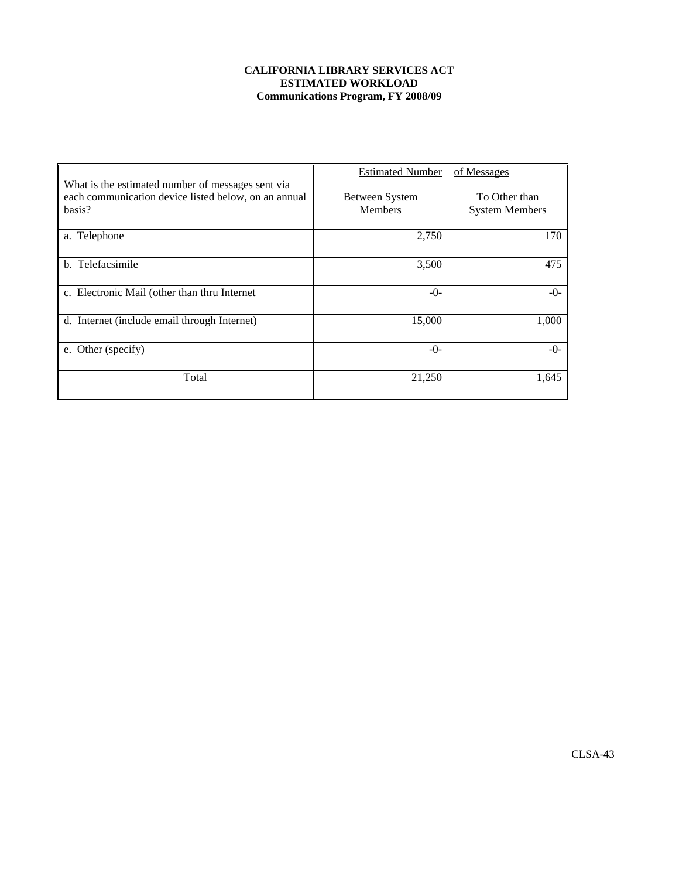**CALIFORNIA LIBRARY SERVICES ACT**
**ESTIMATED WORKLOAD**
**Communications Program, FY 2008/09**

| What is the estimated number of messages sent via each communication device listed below, on an annual basis? | Estimated Number<br>Between System Members | of Messages<br>To Other than System Members |
|---|---|---|
| a. Telephone | 2,750 | 170 |
| b. Telefacsimile | 3,500 | 475 |
| c. Electronic Mail (other than thru Internet | -0- | -0- |
| d. Internet (include email through Internet) | 15,000 | 1,000 |
| e. Other (specify) | -0- | -0- |
| Total | 21,250 | 1,645 |

CLSA-43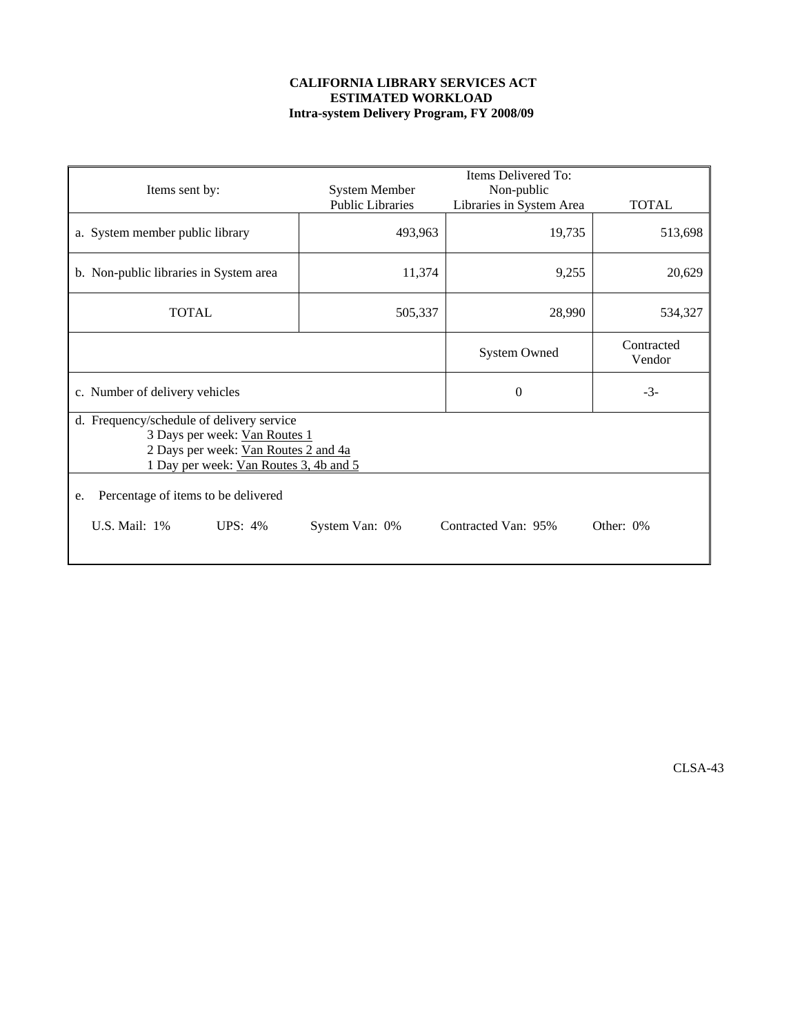**CALIFORNIA LIBRARY SERVICES ACT**
**ESTIMATED WORKLOAD**
**Intra-system Delivery Program, FY 2008/09**

| Items sent by: | System Member Public Libraries | Items Delivered To: Non-public Libraries in System Area | TOTAL |
|---|---|---|---|
| a. System member public library | 493,963 | 19,735 | 513,698 |
| b. Non-public libraries in System area | 11,374 | 9,255 | 20,629 |
| TOTAL | 505,337 | 28,990 | 534,327 |
| | | System Owned | Contracted Vendor |
| c. Number of delivery vehicles | | 0 | -3- |

d. Frequency/schedule of delivery service

3 Days per week: Van Routes 1
2 Days per week: Van Routes 2 and 4a
1 Day per week: Van Routes 3, 4b and 5

e. Percentage of items to be delivered

U.S. Mail: 1% UPS: 4% System Van: 0% Contracted Van: 95% Other: 0%

CLSA-43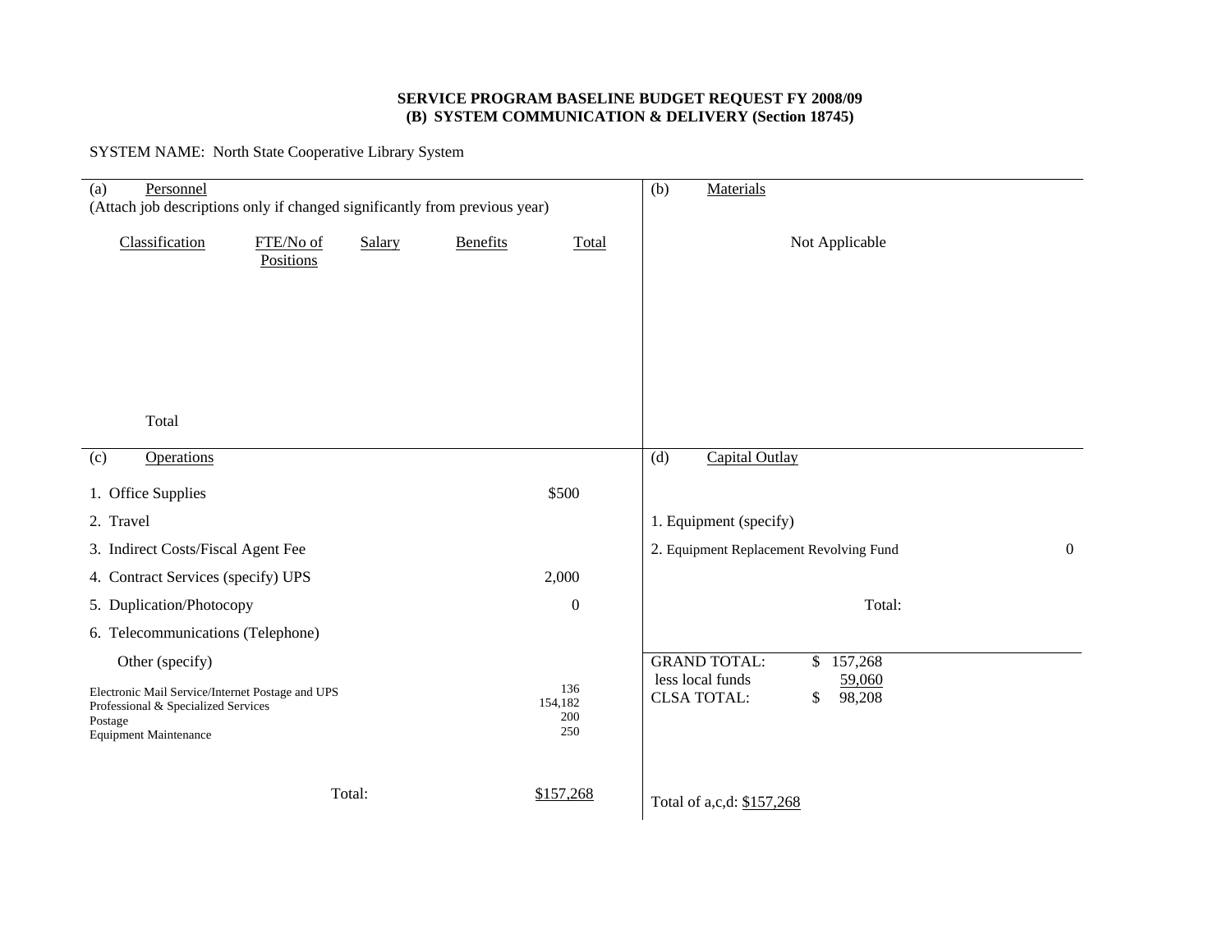**SERVICE PROGRAM BASELINE BUDGET REQUEST FY 2008/09**
**(B) SYSTEM COMMUNICATION & DELIVERY (Section 18745)**

SYSTEM NAME: North State Cooperative Library System

(a) Personnel
(Attach job descriptions only if changed significantly from previous year)

| Classification | FTE/No of Positions | Salary | Benefits | Total |
|---|---|---|---|---|
| Total | | | | |

(b) Materials

Not Applicable

(c) Operations

| | |
|---|---|
| 1. Office Supplies | $500 |
| 2. Travel | |
| 3. Indirect Costs/Fiscal Agent Fee | |
| 4. Contract Services (specify) UPS | 2,000 |
| 5. Duplication/Photocopy | 0 |
| 6. Telecommunications (Telephone) | |
| Other (specify) | |
| Electronic Mail Service/Internet Postage and UPS | 136 |
| Professional & Specialized Services | 154,182 |
| Postage | 200 |
| Equipment Maintenance | 250 |
| Total: | $157,268 |

(d) Capital Outlay

| | |
|---|---|
| 1. Equipment (specify) | |
| 2. Equipment Replacement Revolving Fund | 0 |
| Total: | |

| | |
|---|---|
| GRAND TOTAL: | $ 157,268 |
| less local funds | 59,060 |
| CLSA TOTAL: | $ 98,208 |

Total of a,c,d: $157,268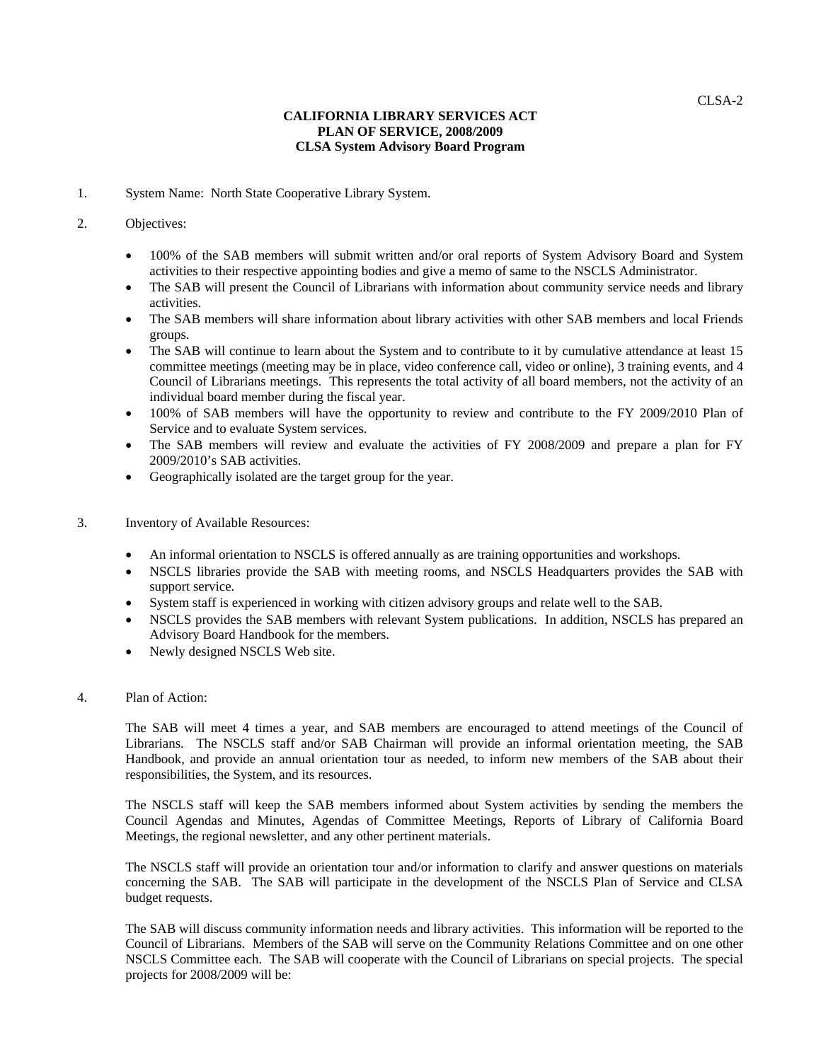# CALIFORNIA LIBRARY SERVICES ACT
## PLAN OF SERVICE, 2008/2009
### CLSA System Advisory Board Program

1. System Name: North State Cooperative Library System.

2. Objectives:

   - 100% of the SAB members will submit written and/or oral reports of System Advisory Board and System activities to their respective appointing bodies and give a memo of same to the NSCLS Administrator.
   - The SAB will present the Council of Librarians with information about community service needs and library activities.
   - The SAB members will share information about library activities with other SAB members and local Friends groups.
   - The SAB will continue to learn about the System and to contribute to it by cumulative attendance at least 15 committee meetings (meeting may be in place, video conference call, video or online), 3 training events, and 4 Council of Librarians meetings. This represents the total activity of all board members, not the activity of an individual board member during the fiscal year.
   - 100% of SAB members will have the opportunity to review and contribute to the FY 2009/2010 Plan of Service and to evaluate System services.
   - The SAB members will review and evaluate the activities of FY 2008/2009 and prepare a plan for FY 2009/2010's SAB activities.
   - Geographically isolated are the target group for the year.

3. Inventory of Available Resources:

   - An informal orientation to NSCLS is offered annually as are training opportunities and workshops.
   - NSCLS libraries provide the SAB with meeting rooms, and NSCLS Headquarters provides the SAB with support service.
   - System staff is experienced in working with citizen advisory groups and relate well to the SAB.
   - NSCLS provides the SAB members with relevant System publications. In addition, NSCLS has prepared an Advisory Board Handbook for the members.
   - Newly designed NSCLS Web site.

4. Plan of Action:

   The SAB will meet 4 times a year, and SAB members are encouraged to attend meetings of the Council of Librarians. The NSCLS staff and/or SAB Chairman will provide an informal orientation meeting, the SAB Handbook, and provide an annual orientation tour as needed, to inform new members of the SAB about their responsibilities, the System, and its resources.

   The NSCLS staff will keep the SAB members informed about System activities by sending the members the Council Agendas and Minutes, Agendas of Committee Meetings, Reports of Library of California Board Meetings, the regional newsletter, and any other pertinent materials.

   The NSCLS staff will provide an orientation tour and/or information to clarify and answer questions on materials concerning the SAB. The SAB will participate in the development of the NSCLS Plan of Service and CLSA budget requests.

   The SAB will discuss community information needs and library activities. This information will be reported to the Council of Librarians. Members of the SAB will serve on the Community Relations Committee and on one other NSCLS Committee each. The SAB will cooperate with the Council of Librarians on special projects. The special projects for 2008/2009 will be: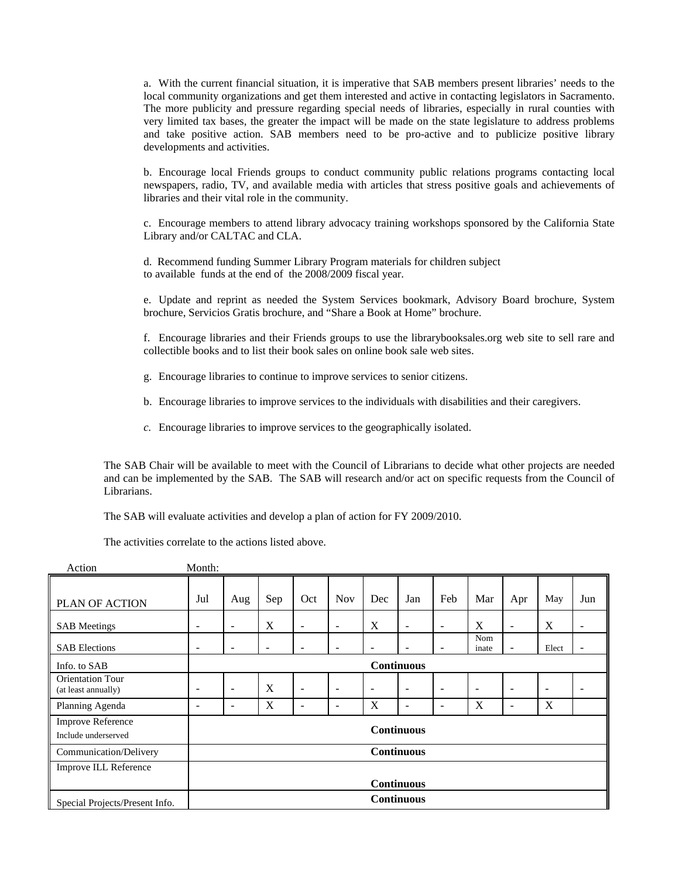a. With the current financial situation, it is imperative that SAB members present libraries' needs to the local community organizations and get them interested and active in contacting legislators in Sacramento. The more publicity and pressure regarding special needs of libraries, especially in rural counties with very limited tax bases, the greater the impact will be made on the state legislature to address problems and take positive action. SAB members need to be pro-active and to publicize positive library developments and activities.

b. Encourage local Friends groups to conduct community public relations programs contacting local newspapers, radio, TV, and available media with articles that stress positive goals and achievements of libraries and their vital role in the community.

c. Encourage members to attend library advocacy training workshops sponsored by the California State Library and/or CALTAC and CLA.

d. Recommend funding Summer Library Program materials for children subject to available funds at the end of the 2008/2009 fiscal year.

e. Update and reprint as needed the System Services bookmark, Advisory Board brochure, System brochure, Servicios Gratis brochure, and "Share a Book at Home" brochure.

f. Encourage libraries and their Friends groups to use the librarybooksales.org web site to sell rare and collectible books and to list their book sales on online book sale web sites.

g. Encourage libraries to continue to improve services to senior citizens.

b. Encourage libraries to improve services to the individuals with disabilities and their caregivers.

*c.* Encourage libraries to improve services to the geographically isolated.

The SAB Chair will be available to meet with the Council of Librarians to decide what other projects are needed and can be implemented by the SAB. The SAB will research and/or act on specific requests from the Council of Librarians.

The SAB will evaluate activities and develop a plan of action for FY 2009/2010.

The activities correlate to the actions listed above.

| Action | Month: | | | | | | | | | | | |
|---|---|---|---|---|---|---|---|---|---|---|---|---|
| PLAN OF ACTION | Jul | Aug | Sep | Oct | Nov | Dec | Jan | Feb | Mar | Apr | May | Jun |
| SAB Meetings | - | - | X | - | - | X | - | - | X | - | X | - |
| SAB Elections | - | - | - | - | - | - | - | - | Nominate | - | Elect | - |
| Info. to SAB | Continuous | | | | | | | | | | | |
| Orientation Tour (at least annually) | - | - | X | - | - | - | - | - | - | - | - | - |
| Planning Agenda | - | - | X | - | - | X | - | - | X | - | X | |
| Improve Reference Include underserved | Continuous | | | | | | | | | | | |
| Communication/Delivery | Continuous | | | | | | | | | | | |
| Improve ILL Reference | Continuous | | | | | | | | | | | |
| Special Projects/Present Info. | Continuous | | | | | | | | | | | |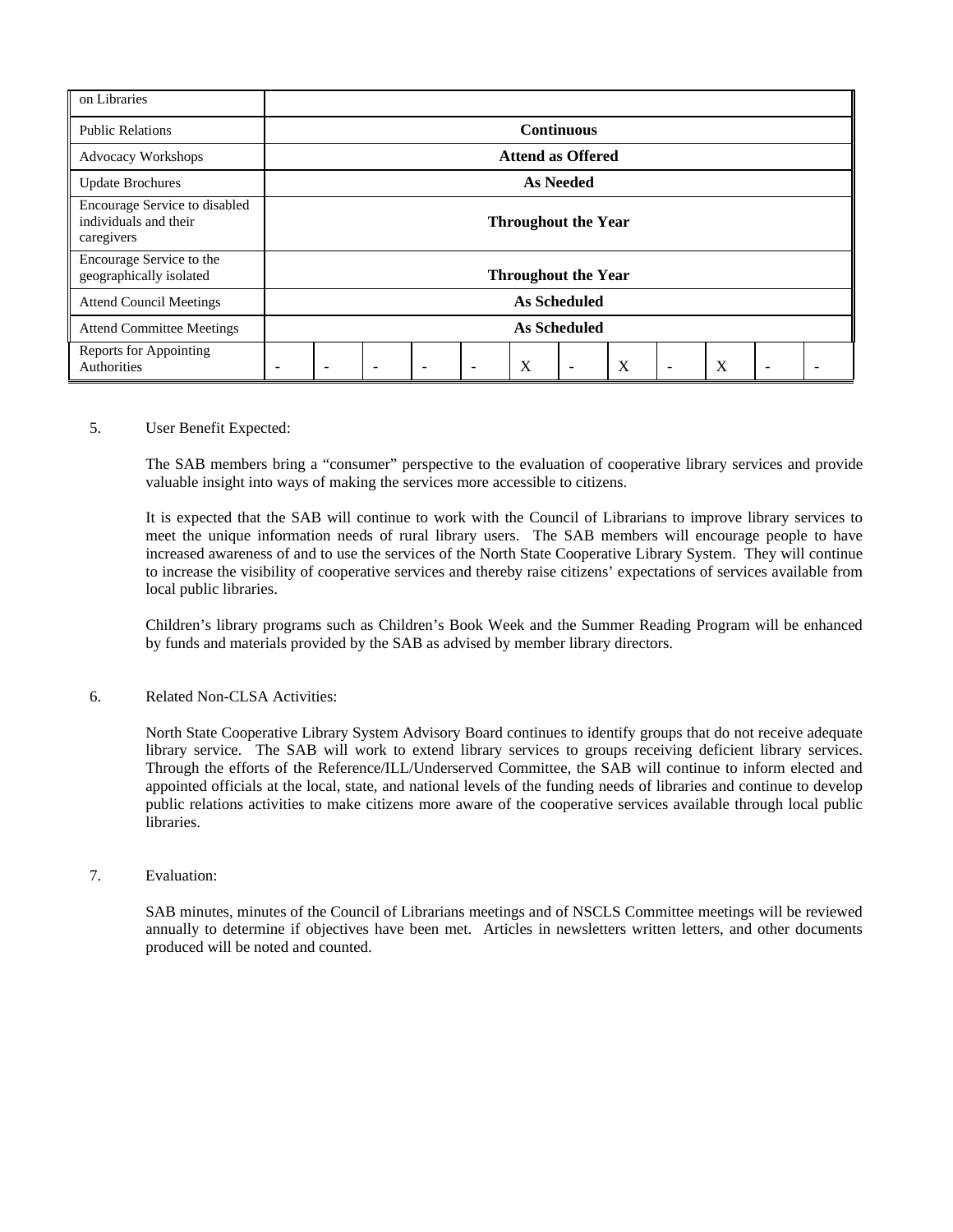| on Libraries | | | | | | | | | | | | |
|---|---|---|---|---|---|---|---|---|---|---|---|---|
| Public Relations | Continuous | | | | | | | | | | | |
| Advocacy Workshops | Attend as Offered | | | | | | | | | | | |
| Update Brochures | As Needed | | | | | | | | | | | |
| Encourage Service to disabled individuals and their caregivers | Throughout the Year | | | | | | | | | | | |
| Encourage Service to the geographically isolated | Throughout the Year | | | | | | | | | | | |
| Attend Council Meetings | As Scheduled | | | | | | | | | | | |
| Attend Committee Meetings | As Scheduled | | | | | | | | | | | |
| Reports for Appointing Authorities | - | - | - | - | - | X | - | X | - | X | - | - |

5. User Benefit Expected:

The SAB members bring a "consumer" perspective to the evaluation of cooperative library services and provide valuable insight into ways of making the services more accessible to citizens.

It is expected that the SAB will continue to work with the Council of Librarians to improve library services to meet the unique information needs of rural library users. The SAB members will encourage people to have increased awareness of and to use the services of the North State Cooperative Library System. They will continue to increase the visibility of cooperative services and thereby raise citizens' expectations of services available from local public libraries.

Children's library programs such as Children's Book Week and the Summer Reading Program will be enhanced by funds and materials provided by the SAB as advised by member library directors.

6. Related Non-CLSA Activities:

North State Cooperative Library System Advisory Board continues to identify groups that do not receive adequate library service. The SAB will work to extend library services to groups receiving deficient library services. Through the efforts of the Reference/ILL/Underserved Committee, the SAB will continue to inform elected and appointed officials at the local, state, and national levels of the funding needs of libraries and continue to develop public relations activities to make citizens more aware of the cooperative services available through local public libraries.

7. Evaluation:

SAB minutes, minutes of the Council of Librarians meetings and of NSCLS Committee meetings will be reviewed annually to determine if objectives have been met. Articles in newsletters written letters, and other documents produced will be noted and counted.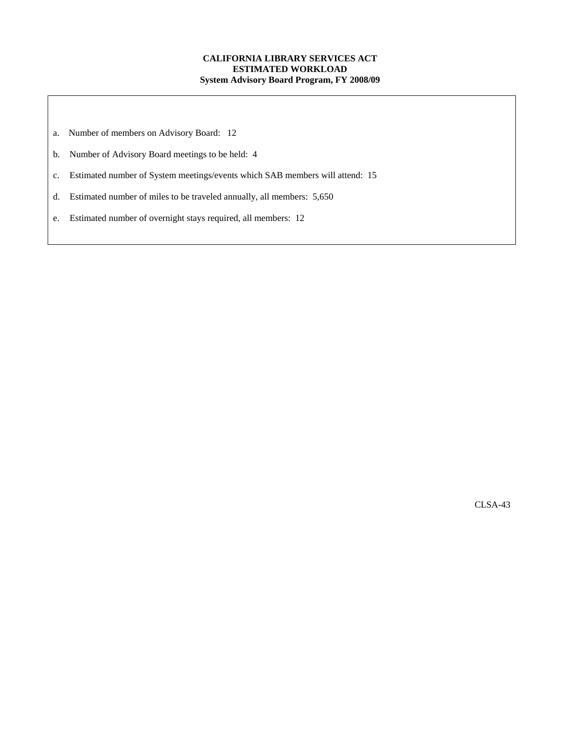**CALIFORNIA LIBRARY SERVICES ACT**
**ESTIMATED WORKLOAD**
**System Advisory Board Program, FY 2008/09**

a. Number of members on Advisory Board: 12

b. Number of Advisory Board meetings to be held: 4

c. Estimated number of System meetings/events which SAB members will attend: 15

d. Estimated number of miles to be traveled annually, all members: 5,650

e. Estimated number of overnight stays required, all members: 12

CLSA-43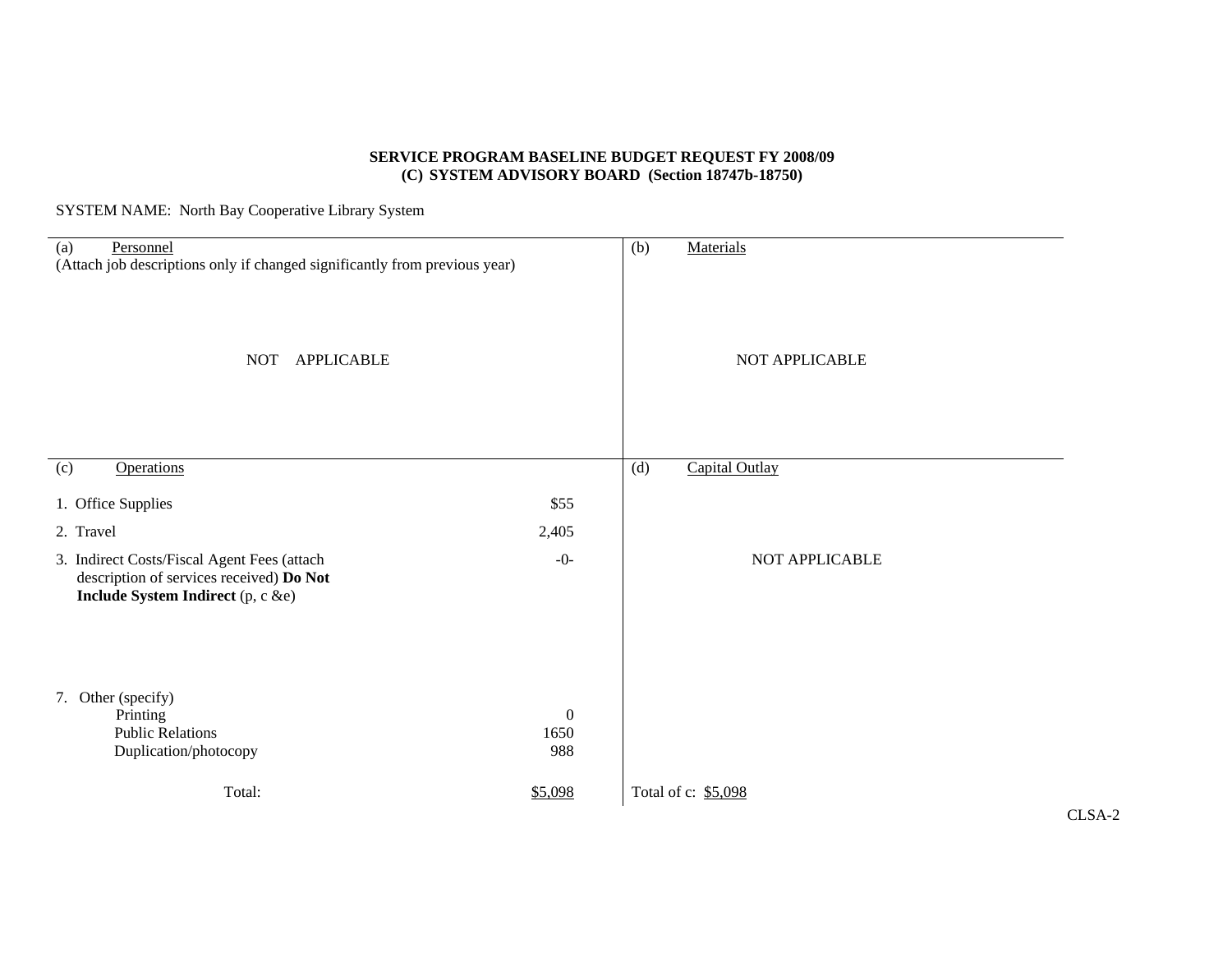**SERVICE PROGRAM BASELINE BUDGET REQUEST FY 2008/09**
**(C) SYSTEM ADVISORY BOARD (Section 18747b-18750)**

SYSTEM NAME: North Bay Cooperative Library System

(a) Personnel
(Attach job descriptions only if changed significantly from previous year)

NOT APPLICABLE

(b) Materials

NOT APPLICABLE

(c) Operations

| | |
|---|---|
| 1. Office Supplies | $55 |
| 2. Travel | 2,405 |
| 3. Indirect Costs/Fiscal Agent Fees (attach description of services received) **Do Not Include System Indirect** (p, c &e) | -0- |
| 7. Other (specify) | |
| Printing | 0 |
| Public Relations | 1650 |
| Duplication/photocopy | 988 |
| Total: | $5,098 |

(d) Capital Outlay

NOT APPLICABLE

Total of c: $5,098

CLSA-2